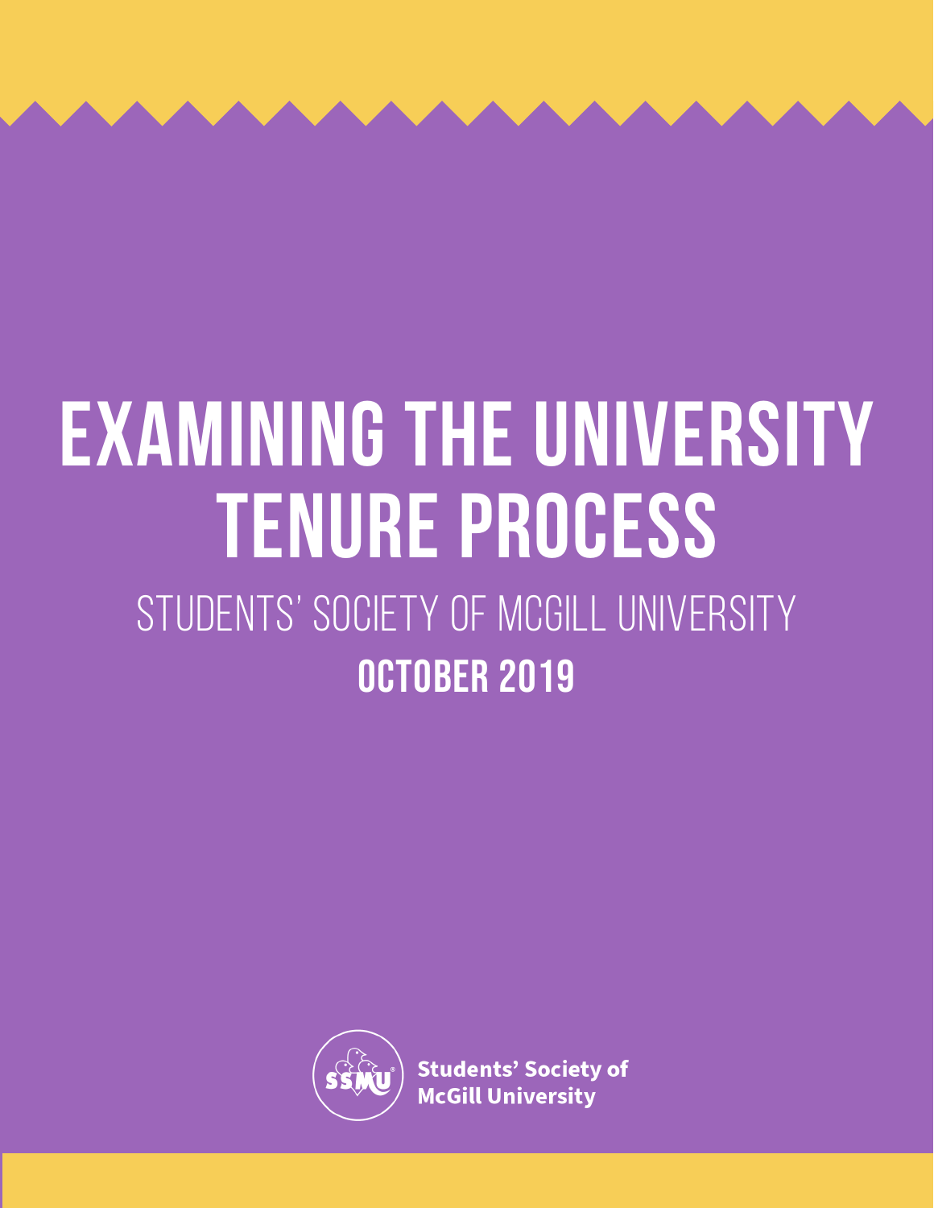# EXAMINING THE UNIVERSITY TENURE PROCESS

## STUDENTS' SOCIETY OF MCGILL UNIVERSITY

**OCTOBER 2019**

Students' Society of McGill University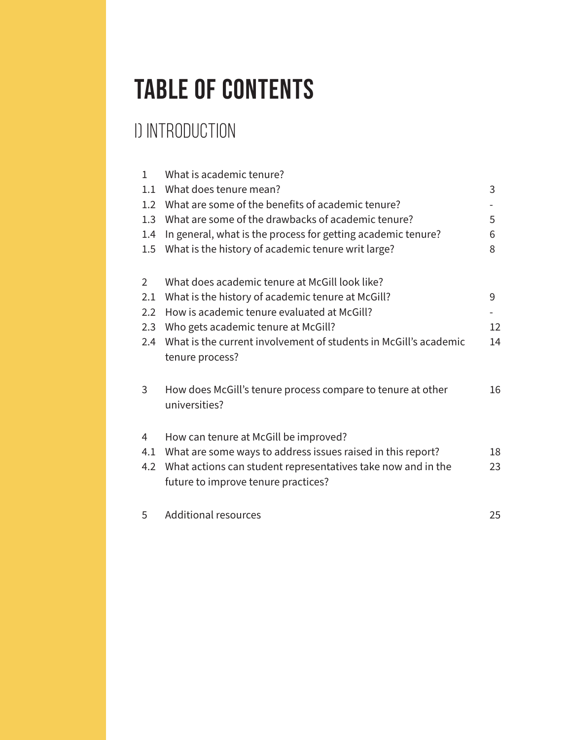# TABLE OF CONTENTS

## I) INTRODUCTION

| | | |
|---|---|---|
| 1 | What is academic tenure? | |
| 1.1 | What does tenure mean? | 3 |
| 1.2 | What are some of the benefits of academic tenure? | - |
| 1.3 | What are some of the drawbacks of academic tenure? | 5 |
| 1.4 | In general, what is the process for getting academic tenure? | 6 |
| 1.5 | What is the history of academic tenure writ large? | 8 |
| 2 | What does academic tenure at McGill look like? | |
| 2.1 | What is the history of academic tenure at McGill? | 9 |
| 2.2 | How is academic tenure evaluated at McGill? | - |
| 2.3 | Who gets academic tenure at McGill? | 12 |
| 2.4 | What is the current involvement of students in McGill's academic tenure process? | 14 |
| 3 | How does McGill's tenure process compare to tenure at other universities? | 16 |
| 4 | How can tenure at McGill be improved? | |
| 4.1 | What are some ways to address issues raised in this report? | 18 |
| 4.2 | What actions can student representatives take now and in the future to improve tenure practices? | 23 |
| 5 | Additional resources | 25 |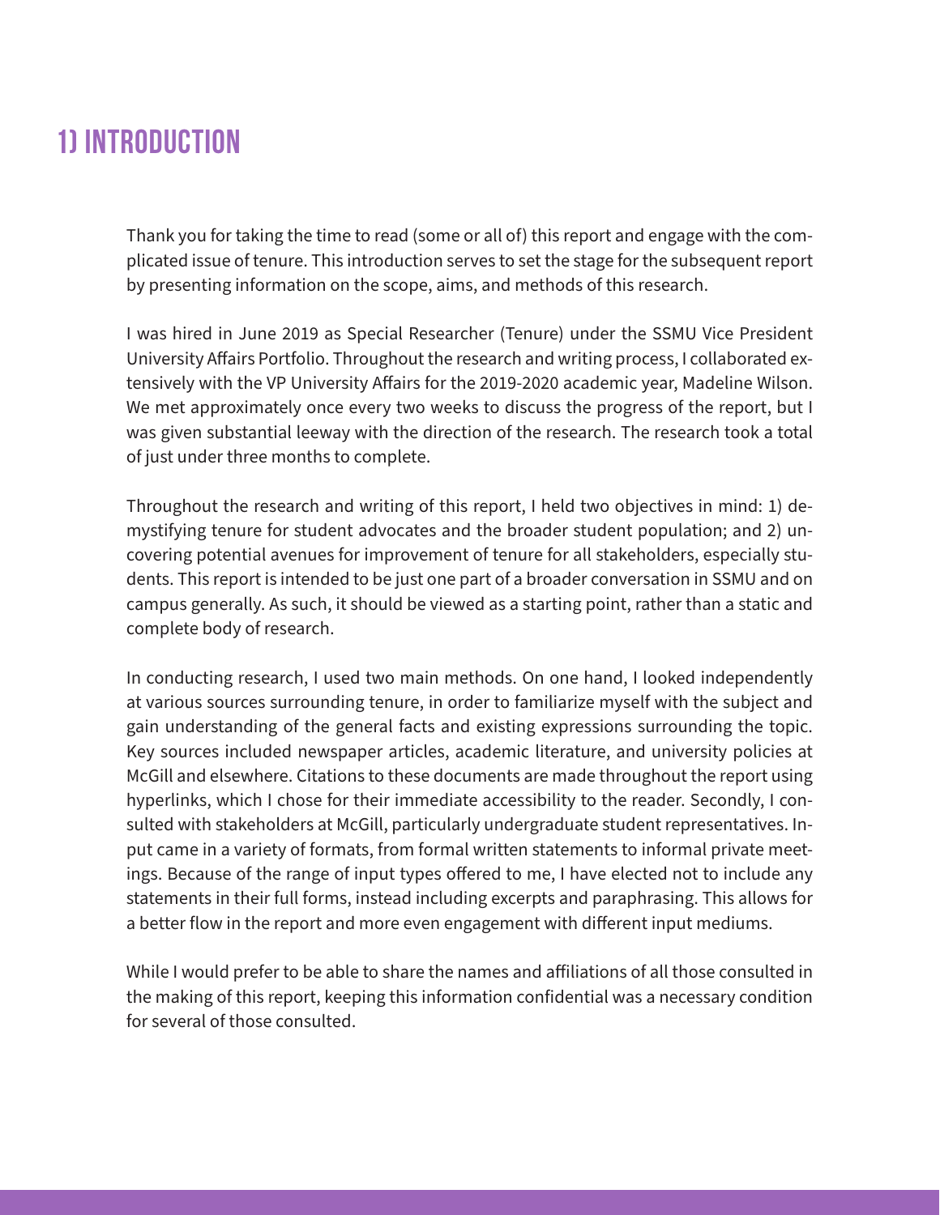# 1) INTRODUCTION

Thank you for taking the time to read (some or all of) this report and engage with the complicated issue of tenure. This introduction serves to set the stage for the subsequent report by presenting information on the scope, aims, and methods of this research.

I was hired in June 2019 as Special Researcher (Tenure) under the SSMU Vice President University Affairs Portfolio. Throughout the research and writing process, I collaborated extensively with the VP University Affairs for the 2019-2020 academic year, Madeline Wilson. We met approximately once every two weeks to discuss the progress of the report, but I was given substantial leeway with the direction of the research. The research took a total of just under three months to complete.

Throughout the research and writing of this report, I held two objectives in mind: 1) demystifying tenure for student advocates and the broader student population; and 2) uncovering potential avenues for improvement of tenure for all stakeholders, especially students. This report is intended to be just one part of a broader conversation in SSMU and on campus generally. As such, it should be viewed as a starting point, rather than a static and complete body of research.

In conducting research, I used two main methods. On one hand, I looked independently at various sources surrounding tenure, in order to familiarize myself with the subject and gain understanding of the general facts and existing expressions surrounding the topic. Key sources included newspaper articles, academic literature, and university policies at McGill and elsewhere. Citations to these documents are made throughout the report using hyperlinks, which I chose for their immediate accessibility to the reader. Secondly, I consulted with stakeholders at McGill, particularly undergraduate student representatives. Input came in a variety of formats, from formal written statements to informal private meetings. Because of the range of input types offered to me, I have elected not to include any statements in their full forms, instead including excerpts and paraphrasing. This allows for a better flow in the report and more even engagement with different input mediums.

While I would prefer to be able to share the names and affiliations of all those consulted in the making of this report, keeping this information confidential was a necessary condition for several of those consulted.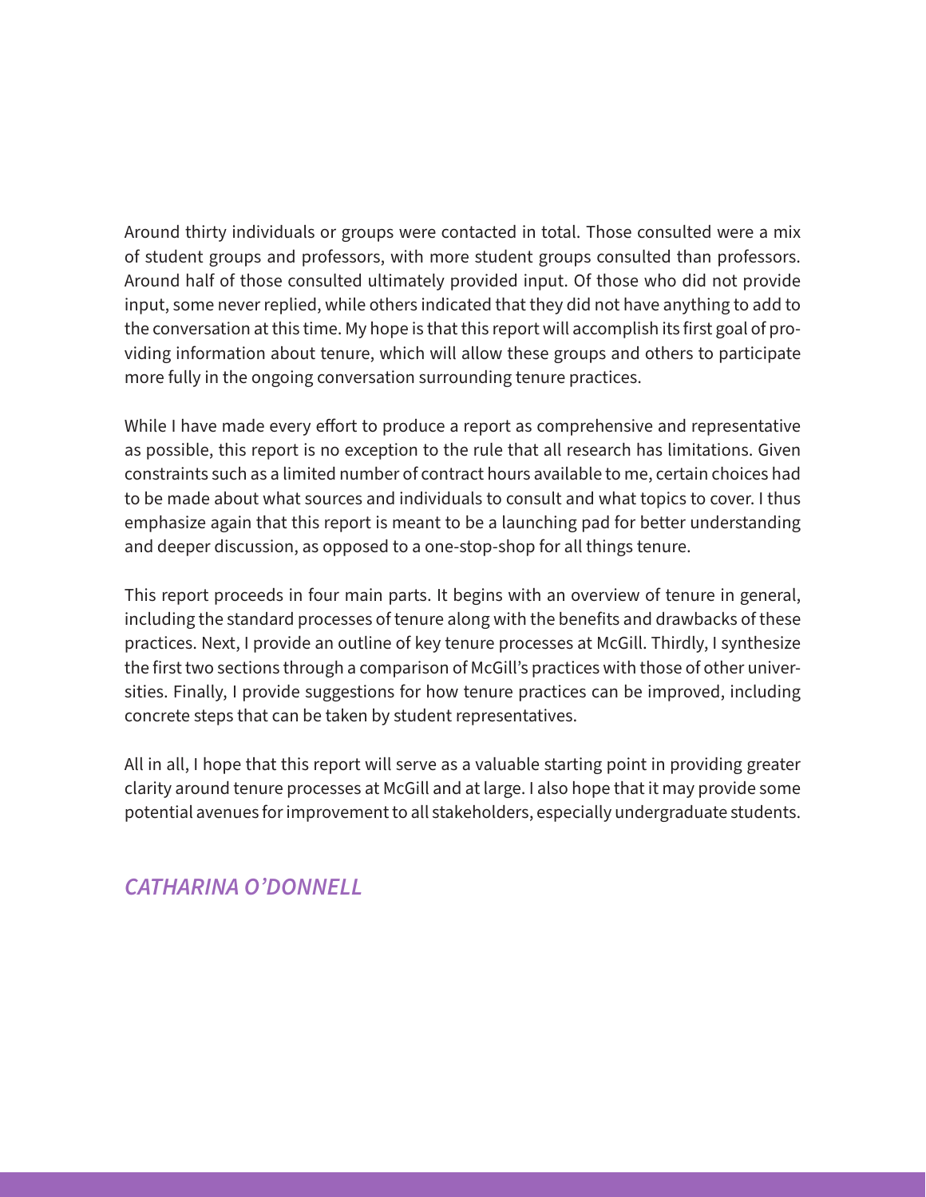Around thirty individuals or groups were contacted in total. Those consulted were a mix of student groups and professors, with more student groups consulted than professors. Around half of those consulted ultimately provided input. Of those who did not provide input, some never replied, while others indicated that they did not have anything to add to the conversation at this time. My hope is that this report will accomplish its first goal of providing information about tenure, which will allow these groups and others to participate more fully in the ongoing conversation surrounding tenure practices.

While I have made every effort to produce a report as comprehensive and representative as possible, this report is no exception to the rule that all research has limitations. Given constraints such as a limited number of contract hours available to me, certain choices had to be made about what sources and individuals to consult and what topics to cover. I thus emphasize again that this report is meant to be a launching pad for better understanding and deeper discussion, as opposed to a one-stop-shop for all things tenure.

This report proceeds in four main parts. It begins with an overview of tenure in general, including the standard processes of tenure along with the benefits and drawbacks of these practices. Next, I provide an outline of key tenure processes at McGill. Thirdly, I synthesize the first two sections through a comparison of McGill's practices with those of other universities. Finally, I provide suggestions for how tenure practices can be improved, including concrete steps that can be taken by student representatives.

All in all, I hope that this report will serve as a valuable starting point in providing greater clarity around tenure processes at McGill and at large. I also hope that it may provide some potential avenues for improvement to all stakeholders, especially undergraduate students.

*CATHARINA O'DONNELL*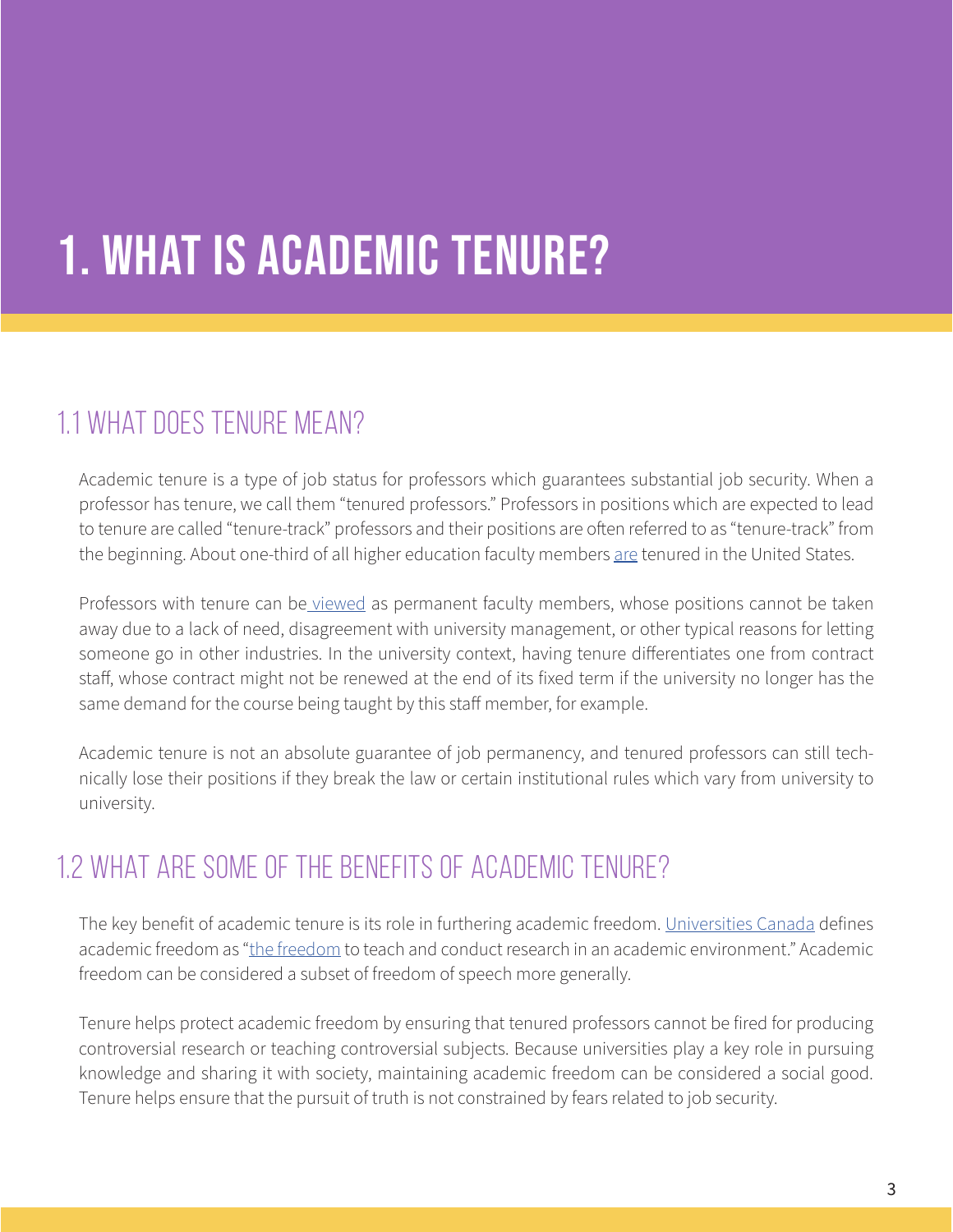# 1. WHAT IS ACADEMIC TENURE?

## 1.1 WHAT DOES TENURE MEAN?

Academic tenure is a type of job status for professors which guarantees substantial job security. When a professor has tenure, we call them "tenured professors." Professors in positions which are expected to lead to tenure are called "tenure-track" professors and their positions are often referred to as "tenure-track" from the beginning. About one-third of all higher education faculty members are tenured in the United States.

Professors with tenure can be viewed as permanent faculty members, whose positions cannot be taken away due to a lack of need, disagreement with university management, or other typical reasons for letting someone go in other industries. In the university context, having tenure differentiates one from contract staff, whose contract might not be renewed at the end of its fixed term if the university no longer has the same demand for the course being taught by this staff member, for example.

Academic tenure is not an absolute guarantee of job permanency, and tenured professors can still technically lose their positions if they break the law or certain institutional rules which vary from university to university.

## 1.2 WHAT ARE SOME OF THE BENEFITS OF ACADEMIC TENURE?

The key benefit of academic tenure is its role in furthering academic freedom. Universities Canada defines academic freedom as "the freedom to teach and conduct research in an academic environment." Academic freedom can be considered a subset of freedom of speech more generally.

Tenure helps protect academic freedom by ensuring that tenured professors cannot be fired for producing controversial research or teaching controversial subjects. Because universities play a key role in pursuing knowledge and sharing it with society, maintaining academic freedom can be considered a social good. Tenure helps ensure that the pursuit of truth is not constrained by fears related to job security.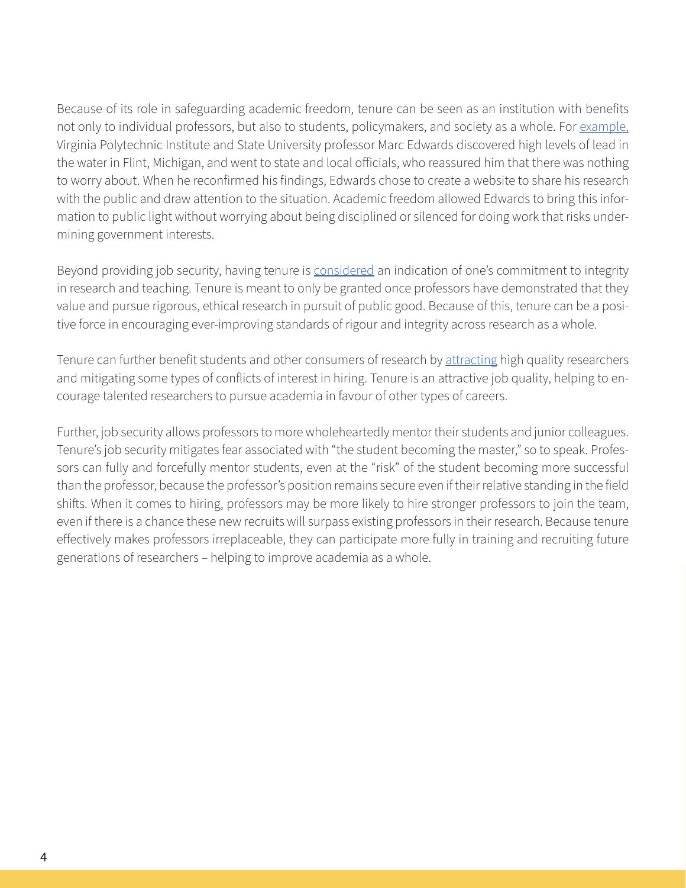Because of its role in safeguarding academic freedom, tenure can be seen as an institution with benefits not only to individual professors, but also to students, policymakers, and society as a whole. For example, Virginia Polytechnic Institute and State University professor Marc Edwards discovered high levels of lead in the water in Flint, Michigan, and went to state and local officials, who reassured him that there was nothing to worry about. When he reconfirmed his findings, Edwards chose to create a website to share his research with the public and draw attention to the situation. Academic freedom allowed Edwards to bring this information to public light without worrying about being disciplined or silenced for doing work that risks undermining government interests.

Beyond providing job security, having tenure is considered an indication of one's commitment to integrity in research and teaching. Tenure is meant to only be granted once professors have demonstrated that they value and pursue rigorous, ethical research in pursuit of public good. Because of this, tenure can be a positive force in encouraging ever-improving standards of rigour and integrity across research as a whole.

Tenure can further benefit students and other consumers of research by attracting high quality researchers and mitigating some types of conflicts of interest in hiring. Tenure is an attractive job quality, helping to encourage talented researchers to pursue academia in favour of other types of careers.

Further, job security allows professors to more wholeheartedly mentor their students and junior colleagues. Tenure's job security mitigates fear associated with "the student becoming the master," so to speak. Professors can fully and forcefully mentor students, even at the "risk" of the student becoming more successful than the professor, because the professor's position remains secure even if their relative standing in the field shifts. When it comes to hiring, professors may be more likely to hire stronger professors to join the team, even if there is a chance these new recruits will surpass existing professors in their research. Because tenure effectively makes professors irreplaceable, they can participate more fully in training and recruiting future generations of researchers – helping to improve academia as a whole.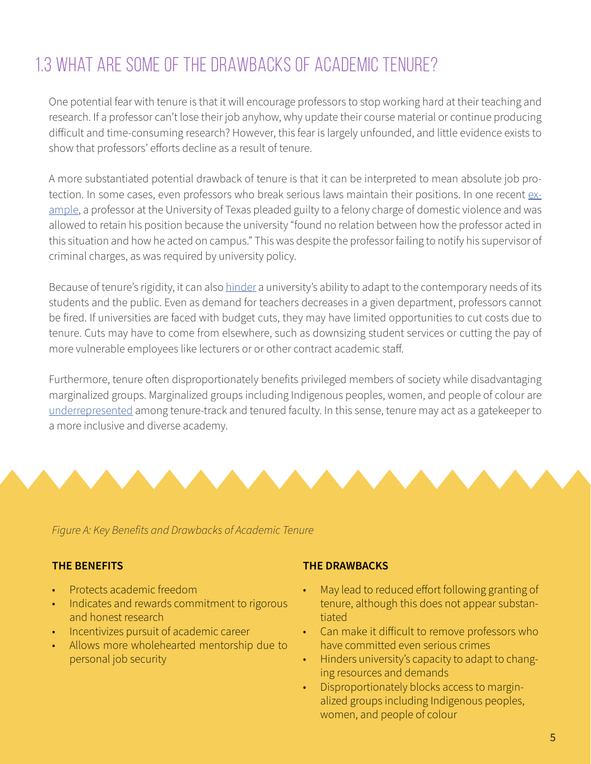## 1.3 WHAT ARE SOME OF THE DRAWBACKS OF ACADEMIC TENURE?

One potential fear with tenure is that it will encourage professors to stop working hard at their teaching and research. If a professor can't lose their job anyhow, why update their course material or continue producing difficult and time-consuming research? However, this fear is largely unfounded, and little evidence exists to show that professors' efforts decline as a result of tenure.

A more substantiated potential drawback of tenure is that it can be interpreted to mean absolute job protection. In some cases, even professors who break serious laws maintain their positions. In one recent example, a professor at the University of Texas pleaded guilty to a felony charge of domestic violence and was allowed to retain his position because the university "found no relation between how the professor acted in this situation and how he acted on campus." This was despite the professor failing to notify his supervisor of criminal charges, as was required by university policy.

Because of tenure's rigidity, it can also hinder a university's ability to adapt to the contemporary needs of its students and the public. Even as demand for teachers decreases in a given department, professors cannot be fired. If universities are faced with budget cuts, they may have limited opportunities to cut costs due to tenure. Cuts may have to come from elsewhere, such as downsizing student services or cutting the pay of more vulnerable employees like lecturers or or other contract academic staff.

Furthermore, tenure often disproportionately benefits privileged members of society while disadvantaging marginalized groups. Marginalized groups including Indigenous peoples, women, and people of colour are underrepresented among tenure-track and tenured faculty. In this sense, tenure may act as a gatekeeper to a more inclusive and diverse academy.

*Figure A: Key Benefits and Drawbacks of Academic Tenure*

**THE BENEFITS**

- Protects academic freedom
- Indicates and rewards commitment to rigorous and honest research
- Incentivizes pursuit of academic career
- Allows more wholehearted mentorship due to personal job security

**THE DRAWBACKS**

- May lead to reduced effort following granting of tenure, although this does not appear substantiated
- Can make it difficult to remove professors who have committed even serious crimes
- Hinders university's capacity to adapt to changing resources and demands
- Disproportionately blocks access to marginalized groups including Indigenous peoples, women, and people of colour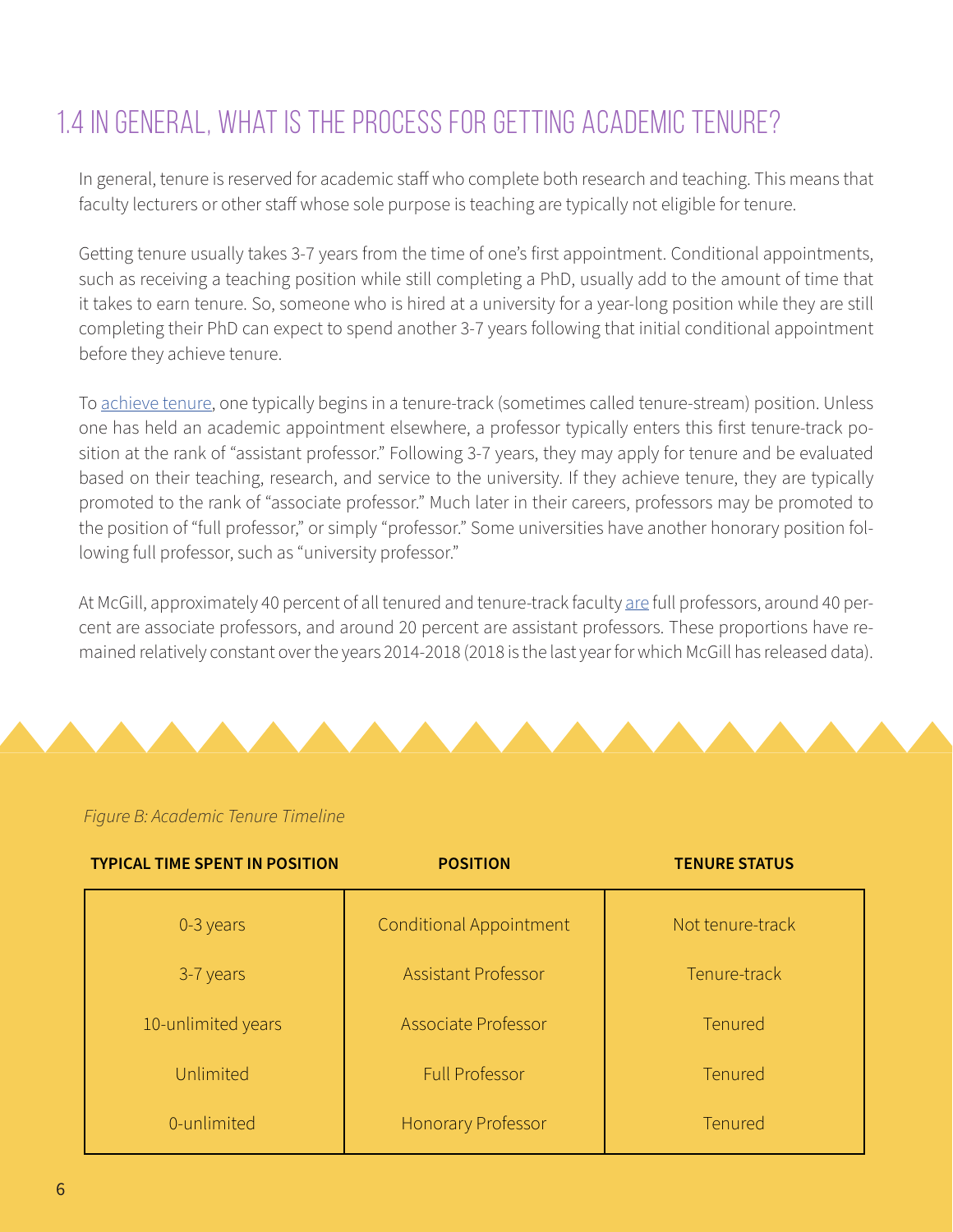## 1.4 IN GENERAL, WHAT IS THE PROCESS FOR GETTING ACADEMIC TENURE?

In general, tenure is reserved for academic staff who complete both research and teaching. This means that faculty lecturers or other staff whose sole purpose is teaching are typically not eligible for tenure.

Getting tenure usually takes 3-7 years from the time of one's first appointment. Conditional appointments, such as receiving a teaching position while still completing a PhD, usually add to the amount of time that it takes to earn tenure. So, someone who is hired at a university for a year-long position while they are still completing their PhD can expect to spend another 3-7 years following that initial conditional appointment before they achieve tenure.

To achieve tenure, one typically begins in a tenure-track (sometimes called tenure-stream) position. Unless one has held an academic appointment elsewhere, a professor typically enters this first tenure-track position at the rank of "assistant professor." Following 3-7 years, they may apply for tenure and be evaluated based on their teaching, research, and service to the university. If they achieve tenure, they are typically promoted to the rank of "associate professor." Much later in their careers, professors may be promoted to the position of "full professor," or simply "professor." Some universities have another honorary position following full professor, such as "university professor."

At McGill, approximately 40 percent of all tenured and tenure-track faculty are full professors, around 40 percent are associate professors, and around 20 percent are assistant professors. These proportions have remained relatively constant over the years 2014-2018 (2018 is the last year for which McGill has released data).

*Figure B: Academic Tenure Timeline*

| TYPICAL TIME SPENT IN POSITION | POSITION | TENURE STATUS |
|---|---|---|
| 0-3 years | Conditional Appointment | Not tenure-track |
| 3-7 years | Assistant Professor | Tenure-track |
| 10-unlimited years | Associate Professor | Tenured |
| Unlimited | Full Professor | Tenured |
| 0-unlimited | Honorary Professor | Tenured |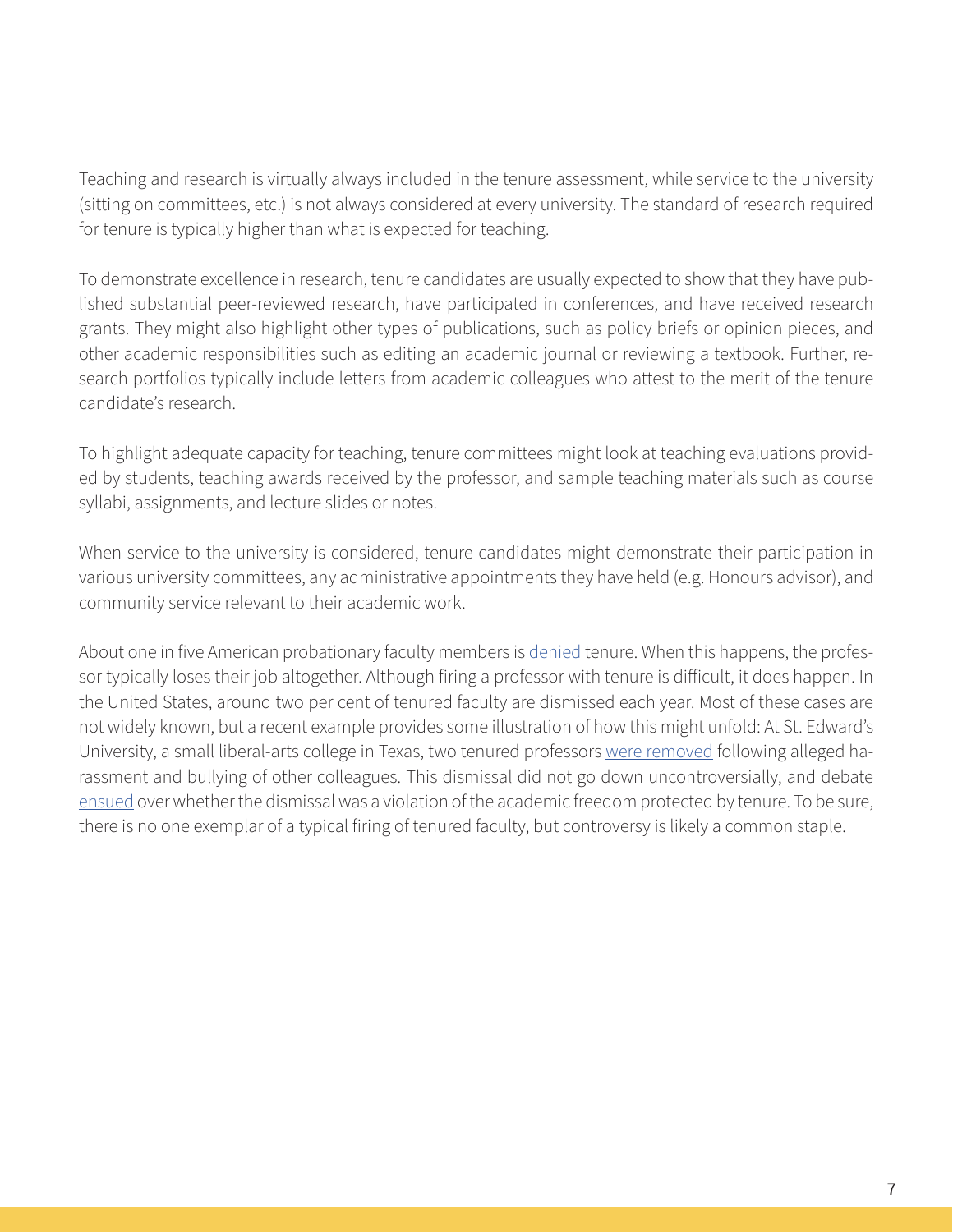Teaching and research is virtually always included in the tenure assessment, while service to the university (sitting on committees, etc.) is not always considered at every university. The standard of research required for tenure is typically higher than what is expected for teaching.

To demonstrate excellence in research, tenure candidates are usually expected to show that they have published substantial peer-reviewed research, have participated in conferences, and have received research grants. They might also highlight other types of publications, such as policy briefs or opinion pieces, and other academic responsibilities such as editing an academic journal or reviewing a textbook. Further, research portfolios typically include letters from academic colleagues who attest to the merit of the tenure candidate's research.

To highlight adequate capacity for teaching, tenure committees might look at teaching evaluations provided by students, teaching awards received by the professor, and sample teaching materials such as course syllabi, assignments, and lecture slides or notes.

When service to the university is considered, tenure candidates might demonstrate their participation in various university committees, any administrative appointments they have held (e.g. Honours advisor), and community service relevant to their academic work.

About one in five American probationary faculty members is denied tenure. When this happens, the professor typically loses their job altogether. Although firing a professor with tenure is difficult, it does happen. In the United States, around two per cent of tenured faculty are dismissed each year. Most of these cases are not widely known, but a recent example provides some illustration of how this might unfold: At St. Edward's University, a small liberal-arts college in Texas, two tenured professors were removed following alleged harassment and bullying of other colleagues. This dismissal did not go down uncontroversially, and debate ensued over whether the dismissal was a violation of the academic freedom protected by tenure. To be sure, there is no one exemplar of a typical firing of tenured faculty, but controversy is likely a common staple.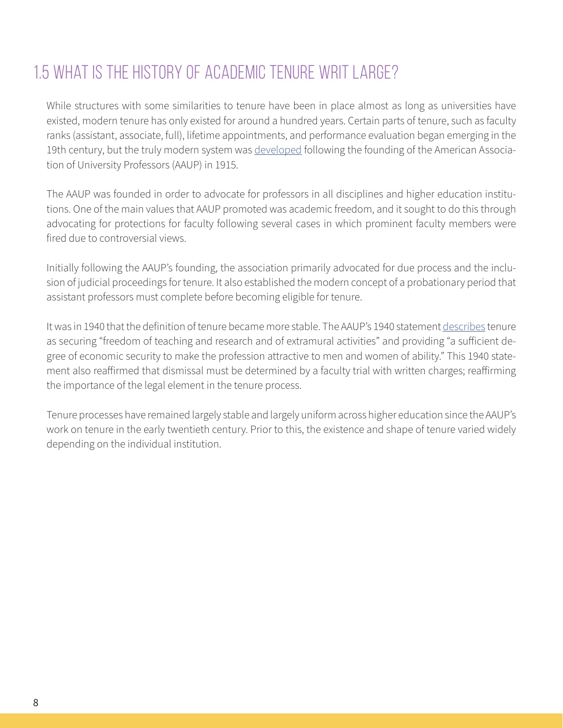## 1.5 WHAT IS THE HISTORY OF ACADEMIC TENURE WRIT LARGE?

While structures with some similarities to tenure have been in place almost as long as universities have existed, modern tenure has only existed for around a hundred years. Certain parts of tenure, such as faculty ranks (assistant, associate, full), lifetime appointments, and performance evaluation began emerging in the 19th century, but the truly modern system was developed following the founding of the American Association of University Professors (AAUP) in 1915.

The AAUP was founded in order to advocate for professors in all disciplines and higher education institutions. One of the main values that AAUP promoted was academic freedom, and it sought to do this through advocating for protections for faculty following several cases in which prominent faculty members were fired due to controversial views.

Initially following the AAUP's founding, the association primarily advocated for due process and the inclusion of judicial proceedings for tenure. It also established the modern concept of a probationary period that assistant professors must complete before becoming eligible for tenure.

It was in 1940 that the definition of tenure became more stable. The AAUP's 1940 statement describes tenure as securing "freedom of teaching and research and of extramural activities" and providing "a sufficient degree of economic security to make the profession attractive to men and women of ability." This 1940 statement also reaffirmed that dismissal must be determined by a faculty trial with written charges; reaffirming the importance of the legal element in the tenure process.

Tenure processes have remained largely stable and largely uniform across higher education since the AAUP's work on tenure in the early twentieth century. Prior to this, the existence and shape of tenure varied widely depending on the individual institution.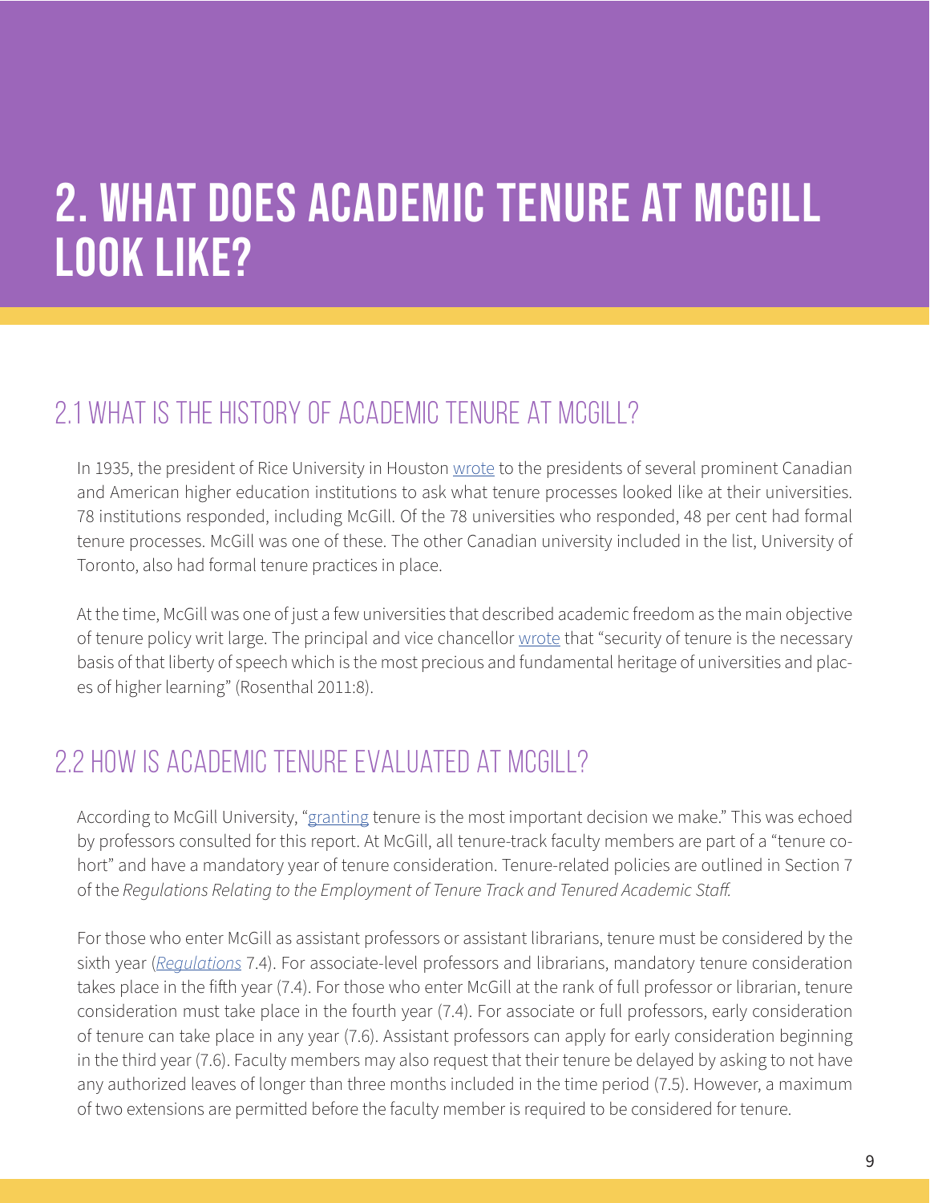# 2. WHAT DOES ACADEMIC TENURE AT MCGILL LOOK LIKE?

## 2.1 WHAT IS THE HISTORY OF ACADEMIC TENURE AT MCGILL?

In 1935, the president of Rice University in Houston wrote to the presidents of several prominent Canadian and American higher education institutions to ask what tenure processes looked like at their universities. 78 institutions responded, including McGill. Of the 78 universities who responded, 48 per cent had formal tenure processes. McGill was one of these. The other Canadian university included in the list, University of Toronto, also had formal tenure practices in place.

At the time, McGill was one of just a few universities that described academic freedom as the main objective of tenure policy writ large. The principal and vice chancellor wrote that "security of tenure is the necessary basis of that liberty of speech which is the most precious and fundamental heritage of universities and places of higher learning" (Rosenthal 2011:8).

## 2.2 HOW IS ACADEMIC TENURE EVALUATED AT MCGILL?

According to McGill University, "granting tenure is the most important decision we make." This was echoed by professors consulted for this report. At McGill, all tenure-track faculty members are part of a "tenure cohort" and have a mandatory year of tenure consideration. Tenure-related policies are outlined in Section 7 of the *Regulations Relating to the Employment of Tenure Track and Tenured Academic Staff.*

For those who enter McGill as assistant professors or assistant librarians, tenure must be considered by the sixth year (*Regulations* 7.4). For associate-level professors and librarians, mandatory tenure consideration takes place in the fifth year (7.4). For those who enter McGill at the rank of full professor or librarian, tenure consideration must take place in the fourth year (7.4). For associate or full professors, early consideration of tenure can take place in any year (7.6). Assistant professors can apply for early consideration beginning in the third year (7.6). Faculty members may also request that their tenure be delayed by asking to not have any authorized leaves of longer than three months included in the time period (7.5). However, a maximum of two extensions are permitted before the faculty member is required to be considered for tenure.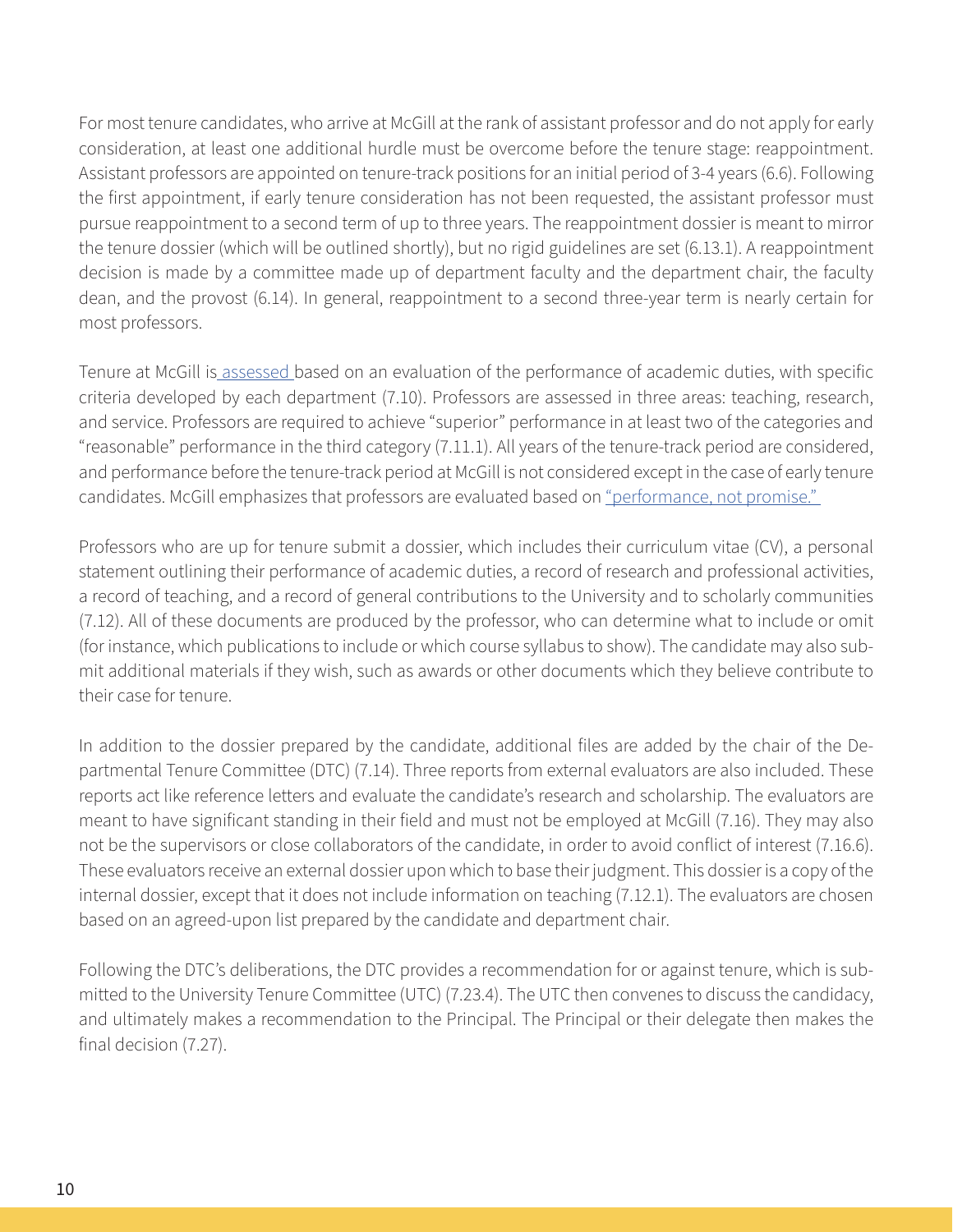For most tenure candidates, who arrive at McGill at the rank of assistant professor and do not apply for early consideration, at least one additional hurdle must be overcome before the tenure stage: reappointment. Assistant professors are appointed on tenure-track positions for an initial period of 3-4 years (6.6). Following the first appointment, if early tenure consideration has not been requested, the assistant professor must pursue reappointment to a second term of up to three years. The reappointment dossier is meant to mirror the tenure dossier (which will be outlined shortly), but no rigid guidelines are set (6.13.1). A reappointment decision is made by a committee made up of department faculty and the department chair, the faculty dean, and the provost (6.14). In general, reappointment to a second three-year term is nearly certain for most professors.

Tenure at McGill is assessed based on an evaluation of the performance of academic duties, with specific criteria developed by each department (7.10). Professors are assessed in three areas: teaching, research, and service. Professors are required to achieve "superior" performance in at least two of the categories and "reasonable" performance in the third category (7.11.1). All years of the tenure-track period are considered, and performance before the tenure-track period at McGill is not considered except in the case of early tenure candidates. McGill emphasizes that professors are evaluated based on "performance, not promise."

Professors who are up for tenure submit a dossier, which includes their curriculum vitae (CV), a personal statement outlining their performance of academic duties, a record of research and professional activities, a record of teaching, and a record of general contributions to the University and to scholarly communities (7.12). All of these documents are produced by the professor, who can determine what to include or omit (for instance, which publications to include or which course syllabus to show). The candidate may also submit additional materials if they wish, such as awards or other documents which they believe contribute to their case for tenure.

In addition to the dossier prepared by the candidate, additional files are added by the chair of the Departmental Tenure Committee (DTC) (7.14). Three reports from external evaluators are also included. These reports act like reference letters and evaluate the candidate's research and scholarship. The evaluators are meant to have significant standing in their field and must not be employed at McGill (7.16). They may also not be the supervisors or close collaborators of the candidate, in order to avoid conflict of interest (7.16.6). These evaluators receive an external dossier upon which to base their judgment. This dossier is a copy of the internal dossier, except that it does not include information on teaching (7.12.1). The evaluators are chosen based on an agreed-upon list prepared by the candidate and department chair.

Following the DTC's deliberations, the DTC provides a recommendation for or against tenure, which is submitted to the University Tenure Committee (UTC) (7.23.4). The UTC then convenes to discuss the candidacy, and ultimately makes a recommendation to the Principal. The Principal or their delegate then makes the final decision (7.27).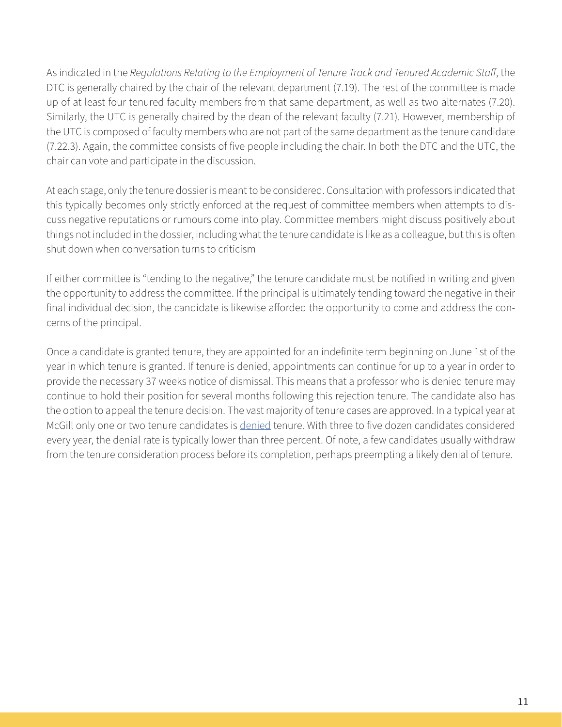As indicated in the *Regulations Relating to the Employment of Tenure Track and Tenured Academic Staff*, the DTC is generally chaired by the chair of the relevant department (7.19). The rest of the committee is made up of at least four tenured faculty members from that same department, as well as two alternates (7.20). Similarly, the UTC is generally chaired by the dean of the relevant faculty (7.21). However, membership of the UTC is composed of faculty members who are not part of the same department as the tenure candidate (7.22.3). Again, the committee consists of five people including the chair. In both the DTC and the UTC, the chair can vote and participate in the discussion.

At each stage, only the tenure dossier is meant to be considered. Consultation with professors indicated that this typically becomes only strictly enforced at the request of committee members when attempts to discuss negative reputations or rumours come into play. Committee members might discuss positively about things not included in the dossier, including what the tenure candidate is like as a colleague, but this is often shut down when conversation turns to criticism

If either committee is "tending to the negative," the tenure candidate must be notified in writing and given the opportunity to address the committee. If the principal is ultimately tending toward the negative in their final individual decision, the candidate is likewise afforded the opportunity to come and address the concerns of the principal.

Once a candidate is granted tenure, they are appointed for an indefinite term beginning on June 1st of the year in which tenure is granted. If tenure is denied, appointments can continue for up to a year in order to provide the necessary 37 weeks notice of dismissal. This means that a professor who is denied tenure may continue to hold their position for several months following this rejection tenure. The candidate also has the option to appeal the tenure decision. The vast majority of tenure cases are approved. In a typical year at McGill only one or two tenure candidates is denied tenure. With three to five dozen candidates considered every year, the denial rate is typically lower than three percent. Of note, a few candidates usually withdraw from the tenure consideration process before its completion, perhaps preempting a likely denial of tenure.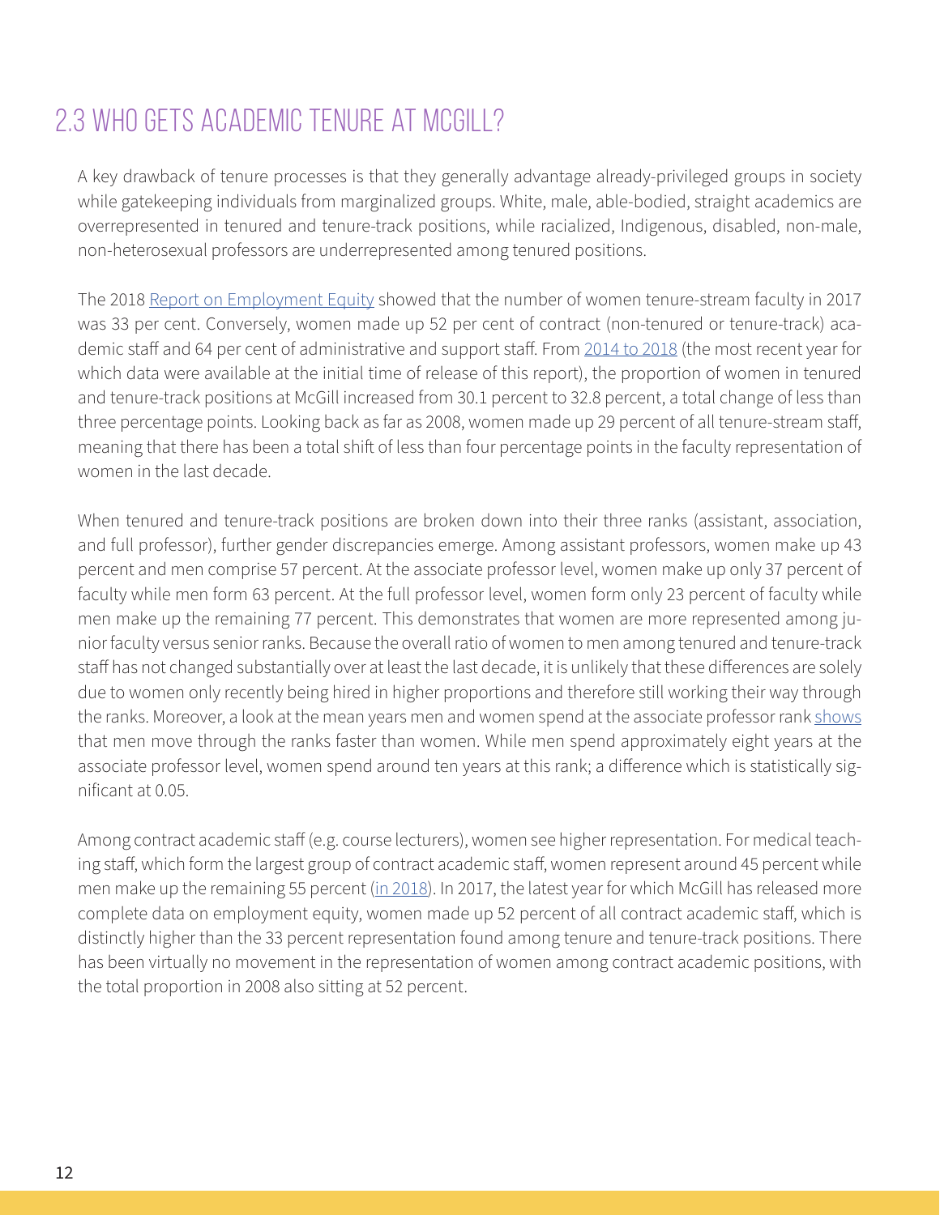## 2.3 WHO GETS ACADEMIC TENURE AT MCGILL?

A key drawback of tenure processes is that they generally advantage already-privileged groups in society while gatekeeping individuals from marginalized groups. White, male, able-bodied, straight academics are overrepresented in tenured and tenure-track positions, while racialized, Indigenous, disabled, non-male, non-heterosexual professors are underrepresented among tenured positions.

The 2018 Report on Employment Equity showed that the number of women tenure-stream faculty in 2017 was 33 per cent. Conversely, women made up 52 per cent of contract (non-tenured or tenure-track) academic staff and 64 per cent of administrative and support staff. From 2014 to 2018 (the most recent year for which data were available at the initial time of release of this report), the proportion of women in tenured and tenure-track positions at McGill increased from 30.1 percent to 32.8 percent, a total change of less than three percentage points. Looking back as far as 2008, women made up 29 percent of all tenure-stream staff, meaning that there has been a total shift of less than four percentage points in the faculty representation of women in the last decade.

When tenured and tenure-track positions are broken down into their three ranks (assistant, association, and full professor), further gender discrepancies emerge. Among assistant professors, women make up 43 percent and men comprise 57 percent. At the associate professor level, women make up only 37 percent of faculty while men form 63 percent. At the full professor level, women form only 23 percent of faculty while men make up the remaining 77 percent. This demonstrates that women are more represented among junior faculty versus senior ranks. Because the overall ratio of women to men among tenured and tenure-track staff has not changed substantially over at least the last decade, it is unlikely that these differences are solely due to women only recently being hired in higher proportions and therefore still working their way through the ranks. Moreover, a look at the mean years men and women spend at the associate professor rank shows that men move through the ranks faster than women. While men spend approximately eight years at the associate professor level, women spend around ten years at this rank; a difference which is statistically significant at 0.05.

Among contract academic staff (e.g. course lecturers), women see higher representation. For medical teaching staff, which form the largest group of contract academic staff, women represent around 45 percent while men make up the remaining 55 percent (in 2018). In 2017, the latest year for which McGill has released more complete data on employment equity, women made up 52 percent of all contract academic staff, which is distinctly higher than the 33 percent representation found among tenure and tenure-track positions. There has been virtually no movement in the representation of women among contract academic positions, with the total proportion in 2008 also sitting at 52 percent.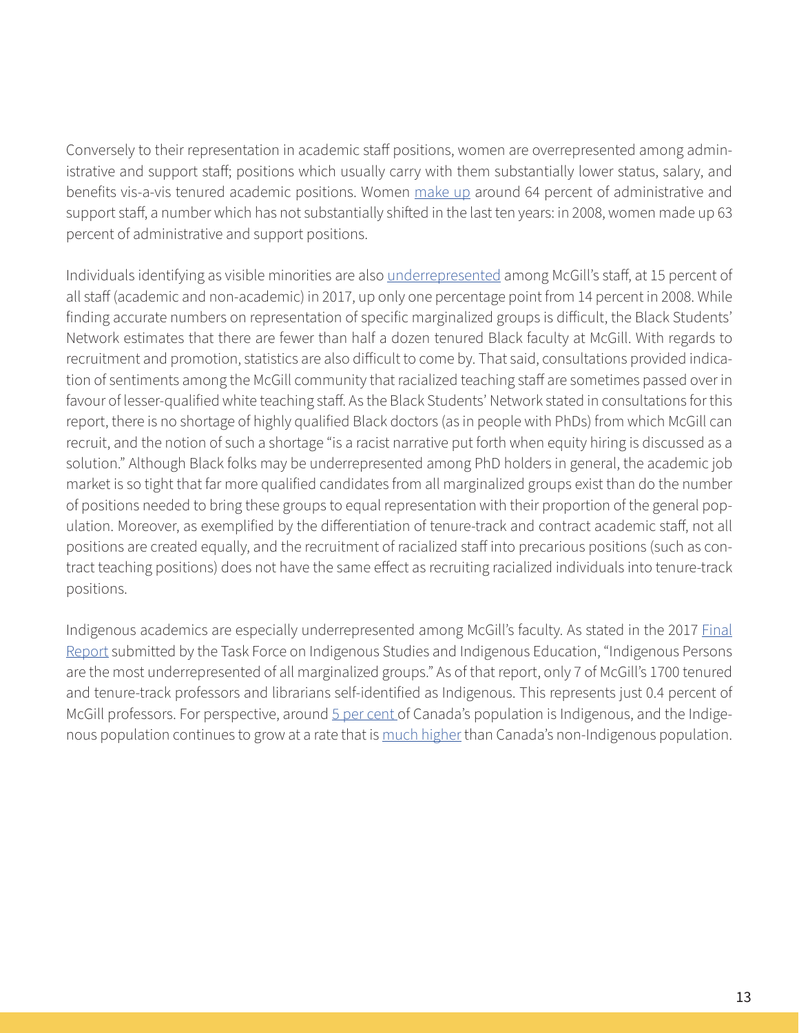Conversely to their representation in academic staff positions, women are overrepresented among administrative and support staff; positions which usually carry with them substantially lower status, salary, and benefits vis-a-vis tenured academic positions. Women make up around 64 percent of administrative and support staff, a number which has not substantially shifted in the last ten years: in 2008, women made up 63 percent of administrative and support positions.

Individuals identifying as visible minorities are also underrepresented among McGill's staff, at 15 percent of all staff (academic and non-academic) in 2017, up only one percentage point from 14 percent in 2008. While finding accurate numbers on representation of specific marginalized groups is difficult, the Black Students' Network estimates that there are fewer than half a dozen tenured Black faculty at McGill. With regards to recruitment and promotion, statistics are also difficult to come by. That said, consultations provided indication of sentiments among the McGill community that racialized teaching staff are sometimes passed over in favour of lesser-qualified white teaching staff. As the Black Students' Network stated in consultations for this report, there is no shortage of highly qualified Black doctors (as in people with PhDs) from which McGill can recruit, and the notion of such a shortage "is a racist narrative put forth when equity hiring is discussed as a solution." Although Black folks may be underrepresented among PhD holders in general, the academic job market is so tight that far more qualified candidates from all marginalized groups exist than do the number of positions needed to bring these groups to equal representation with their proportion of the general population. Moreover, as exemplified by the differentiation of tenure-track and contract academic staff, not all positions are created equally, and the recruitment of racialized staff into precarious positions (such as contract teaching positions) does not have the same effect as recruiting racialized individuals into tenure-track positions.

Indigenous academics are especially underrepresented among McGill's faculty. As stated in the 2017 Final Report submitted by the Task Force on Indigenous Studies and Indigenous Education, "Indigenous Persons are the most underrepresented of all marginalized groups." As of that report, only 7 of McGill's 1700 tenured and tenure-track professors and librarians self-identified as Indigenous. This represents just 0.4 percent of McGill professors. For perspective, around 5 per cent of Canada's population is Indigenous, and the Indigenous population continues to grow at a rate that is much higher than Canada's non-Indigenous population.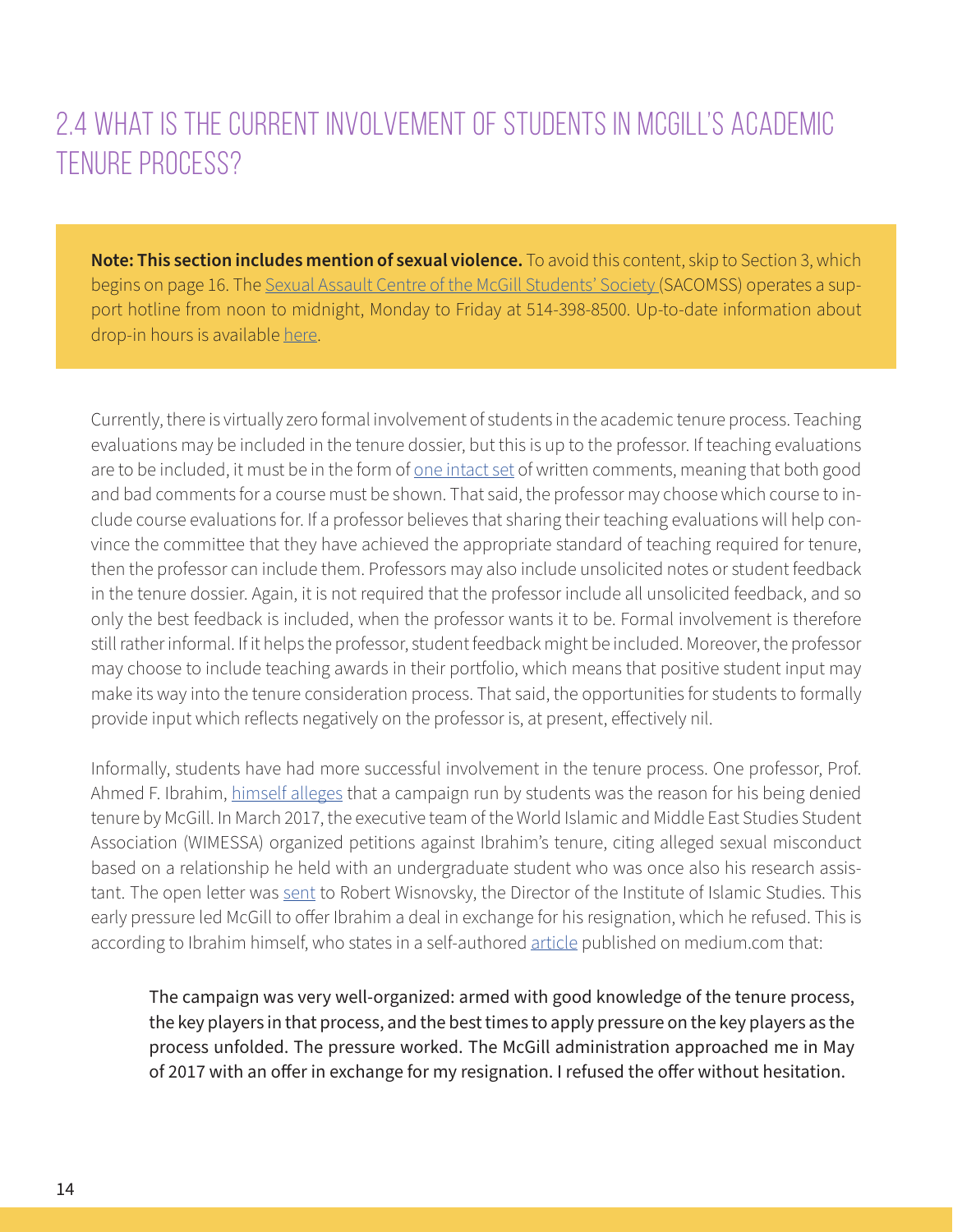## 2.4 What is the current involvement of students in McGill's academic tenure process?

**Note: This section includes mention of sexual violence.** To avoid this content, skip to Section 3, which begins on page 16. The Sexual Assault Centre of the McGill Students' Society (SACOMSS) operates a support hotline from noon to midnight, Monday to Friday at 514-398-8500. Up-to-date information about drop-in hours is available here.

Currently, there is virtually zero formal involvement of students in the academic tenure process. Teaching evaluations may be included in the tenure dossier, but this is up to the professor. If teaching evaluations are to be included, it must be in the form of one intact set of written comments, meaning that both good and bad comments for a course must be shown. That said, the professor may choose which course to include course evaluations for. If a professor believes that sharing their teaching evaluations will help convince the committee that they have achieved the appropriate standard of teaching required for tenure, then the professor can include them. Professors may also include unsolicited notes or student feedback in the tenure dossier. Again, it is not required that the professor include all unsolicited feedback, and so only the best feedback is included, when the professor wants it to be. Formal involvement is therefore still rather informal. If it helps the professor, student feedback might be included. Moreover, the professor may choose to include teaching awards in their portfolio, which means that positive student input may make its way into the tenure consideration process. That said, the opportunities for students to formally provide input which reflects negatively on the professor is, at present, effectively nil.

Informally, students have had more successful involvement in the tenure process. One professor, Prof. Ahmed F. Ibrahim, himself alleges that a campaign run by students was the reason for his being denied tenure by McGill. In March 2017, the executive team of the World Islamic and Middle East Studies Student Association (WIMESSA) organized petitions against Ibrahim's tenure, citing alleged sexual misconduct based on a relationship he held with an undergraduate student who was once also his research assistant. The open letter was sent to Robert Wisnovsky, the Director of the Institute of Islamic Studies. This early pressure led McGill to offer Ibrahim a deal in exchange for his resignation, which he refused. This is according to Ibrahim himself, who states in a self-authored article published on medium.com that:

> The campaign was very well-organized: armed with good knowledge of the tenure process, the key players in that process, and the best times to apply pressure on the key players as the process unfolded. The pressure worked. The McGill administration approached me in May of 2017 with an offer in exchange for my resignation. I refused the offer without hesitation.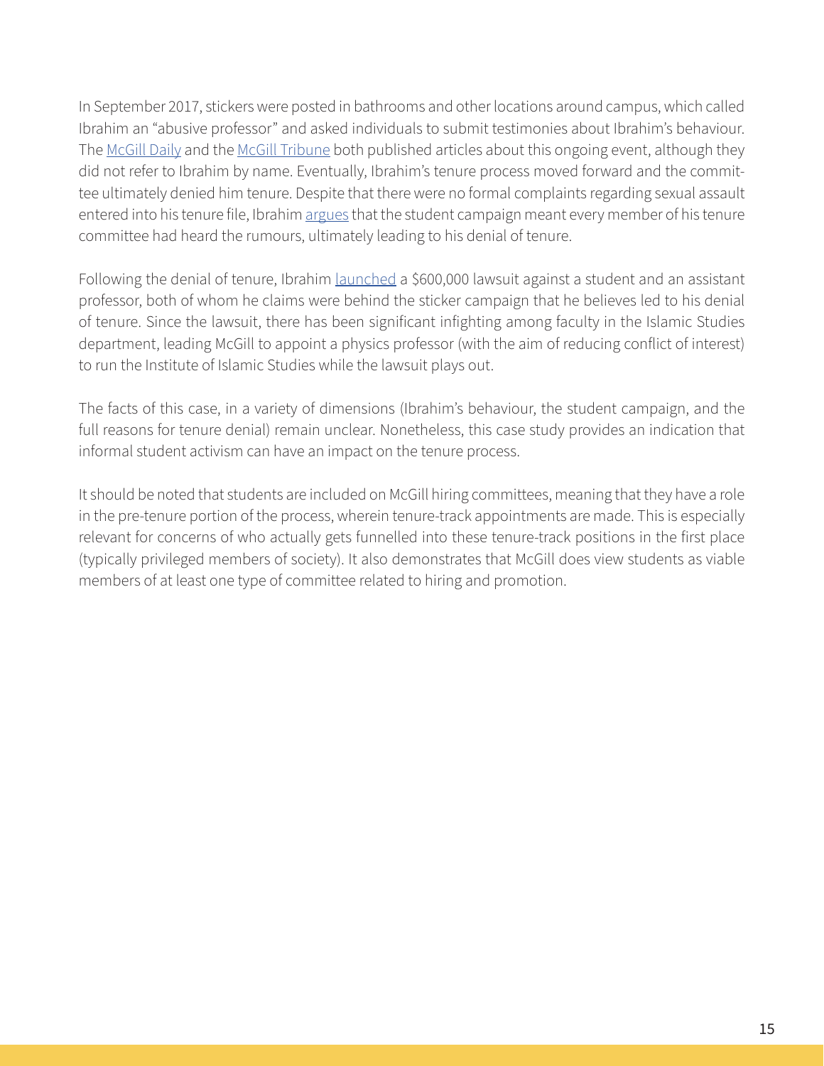In September 2017, stickers were posted in bathrooms and other locations around campus, which called Ibrahim an "abusive professor" and asked individuals to submit testimonies about Ibrahim's behaviour. The McGill Daily and the McGill Tribune both published articles about this ongoing event, although they did not refer to Ibrahim by name. Eventually, Ibrahim's tenure process moved forward and the committee ultimately denied him tenure. Despite that there were no formal complaints regarding sexual assault entered into his tenure file, Ibrahim argues that the student campaign meant every member of his tenure committee had heard the rumours, ultimately leading to his denial of tenure.

Following the denial of tenure, Ibrahim launched a $600,000 lawsuit against a student and an assistant professor, both of whom he claims were behind the sticker campaign that he believes led to his denial of tenure. Since the lawsuit, there has been significant infighting among faculty in the Islamic Studies department, leading McGill to appoint a physics professor (with the aim of reducing conflict of interest) to run the Institute of Islamic Studies while the lawsuit plays out.

The facts of this case, in a variety of dimensions (Ibrahim's behaviour, the student campaign, and the full reasons for tenure denial) remain unclear. Nonetheless, this case study provides an indication that informal student activism can have an impact on the tenure process.

It should be noted that students are included on McGill hiring committees, meaning that they have a role in the pre-tenure portion of the process, wherein tenure-track appointments are made. This is especially relevant for concerns of who actually gets funnelled into these tenure-track positions in the first place (typically privileged members of society). It also demonstrates that McGill does view students as viable members of at least one type of committee related to hiring and promotion.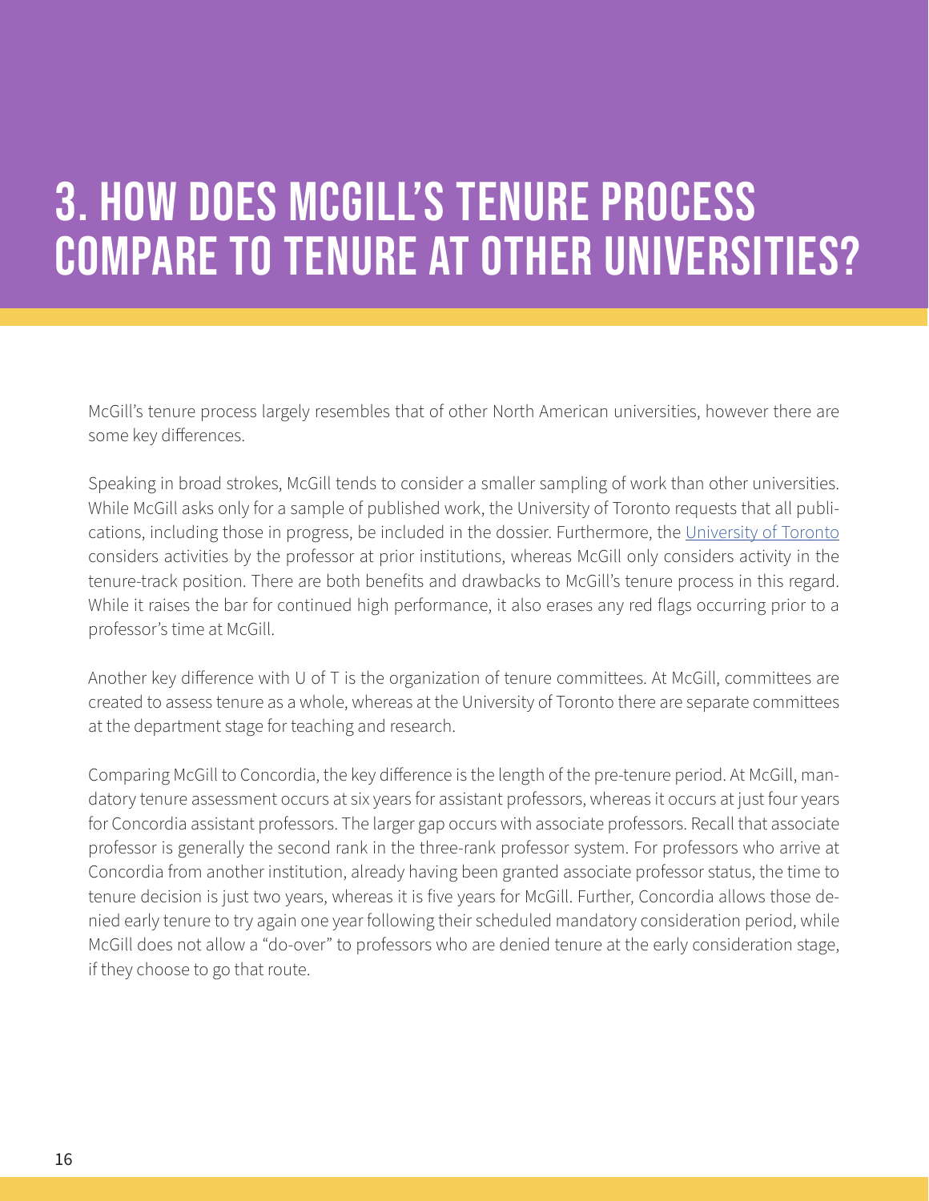# 3. HOW DOES MCGILL'S TENURE PROCESS COMPARE TO TENURE AT OTHER UNIVERSITIES?

McGill's tenure process largely resembles that of other North American universities, however there are some key differences.

Speaking in broad strokes, McGill tends to consider a smaller sampling of work than other universities. While McGill asks only for a sample of published work, the University of Toronto requests that all publications, including those in progress, be included in the dossier. Furthermore, the University of Toronto considers activities by the professor at prior institutions, whereas McGill only considers activity in the tenure-track position. There are both benefits and drawbacks to McGill's tenure process in this regard. While it raises the bar for continued high performance, it also erases any red flags occurring prior to a professor's time at McGill.

Another key difference with U of T is the organization of tenure committees. At McGill, committees are created to assess tenure as a whole, whereas at the University of Toronto there are separate committees at the department stage for teaching and research.

Comparing McGill to Concordia, the key difference is the length of the pre-tenure period. At McGill, mandatory tenure assessment occurs at six years for assistant professors, whereas it occurs at just four years for Concordia assistant professors. The larger gap occurs with associate professors. Recall that associate professor is generally the second rank in the three-rank professor system. For professors who arrive at Concordia from another institution, already having been granted associate professor status, the time to tenure decision is just two years, whereas it is five years for McGill. Further, Concordia allows those denied early tenure to try again one year following their scheduled mandatory consideration period, while McGill does not allow a "do-over" to professors who are denied tenure at the early consideration stage, if they choose to go that route.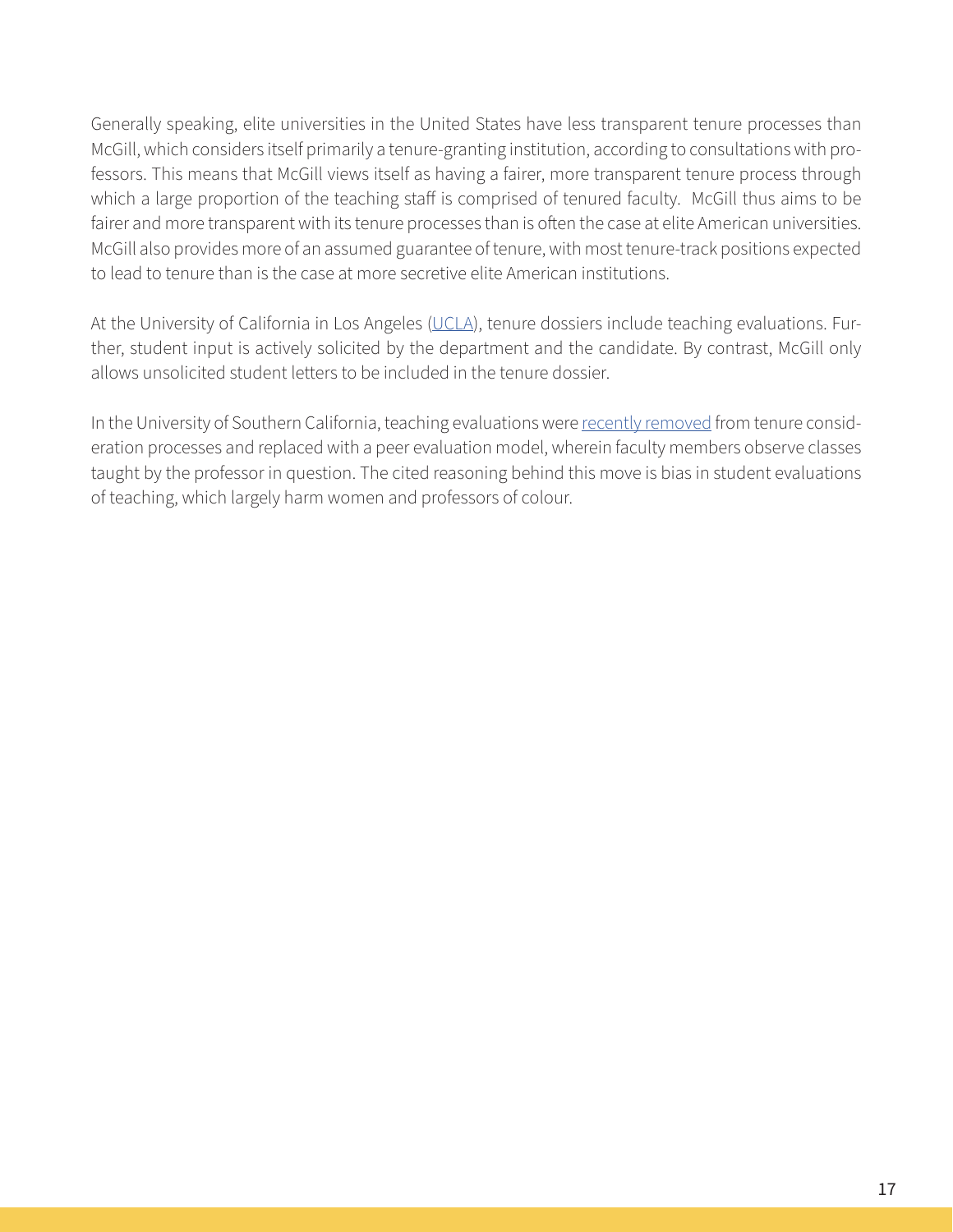Generally speaking, elite universities in the United States have less transparent tenure processes than McGill, which considers itself primarily a tenure-granting institution, according to consultations with professors. This means that McGill views itself as having a fairer, more transparent tenure process through which a large proportion of the teaching staff is comprised of tenured faculty. McGill thus aims to be fairer and more transparent with its tenure processes than is often the case at elite American universities. McGill also provides more of an assumed guarantee of tenure, with most tenure-track positions expected to lead to tenure than is the case at more secretive elite American institutions.

At the University of California in Los Angeles (UCLA), tenure dossiers include teaching evaluations. Further, student input is actively solicited by the department and the candidate. By contrast, McGill only allows unsolicited student letters to be included in the tenure dossier.

In the University of Southern California, teaching evaluations were recently removed from tenure consideration processes and replaced with a peer evaluation model, wherein faculty members observe classes taught by the professor in question. The cited reasoning behind this move is bias in student evaluations of teaching, which largely harm women and professors of colour.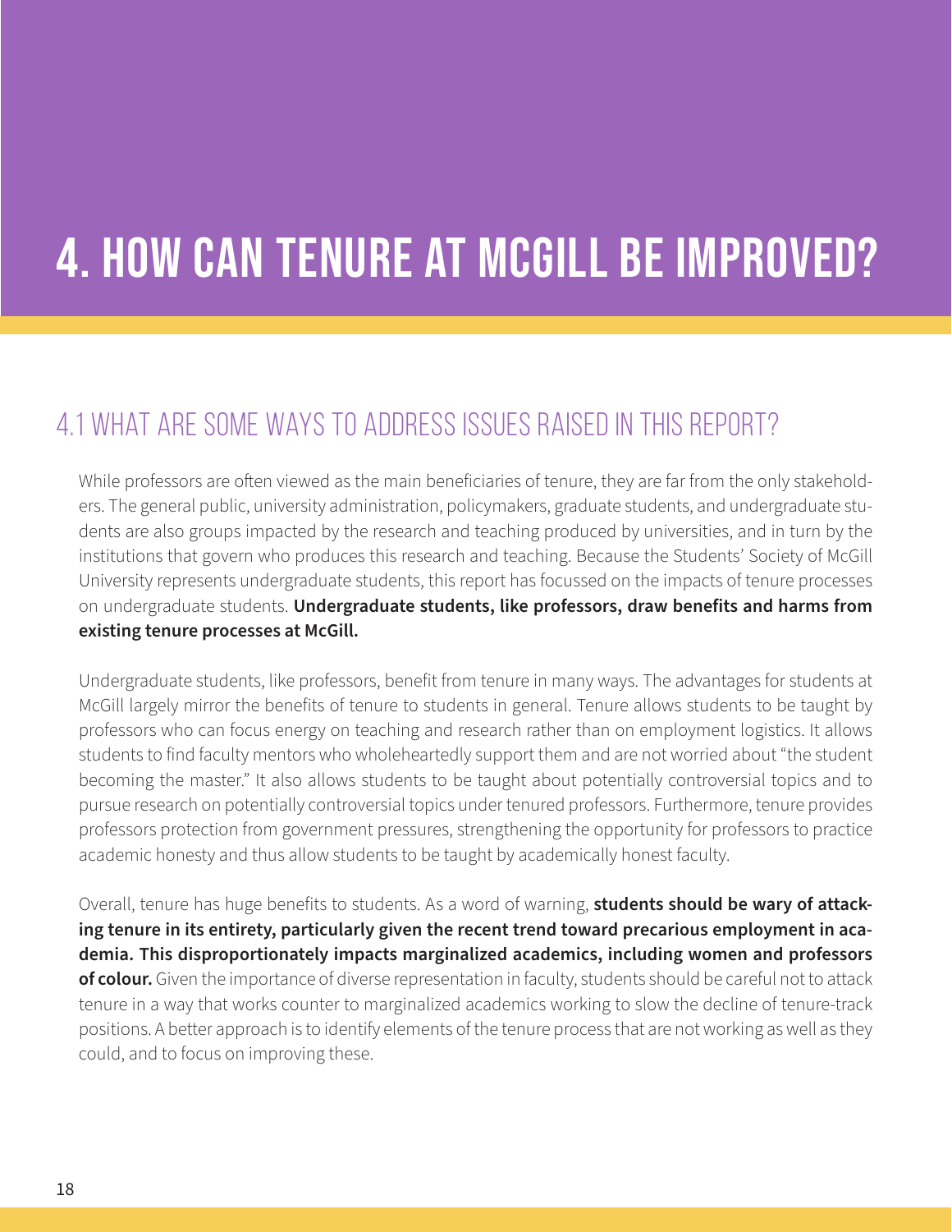# 4. HOW CAN TENURE AT MCGILL BE IMPROVED?

## 4.1 WHAT ARE SOME WAYS TO ADDRESS ISSUES RAISED IN THIS REPORT?

While professors are often viewed as the main beneficiaries of tenure, they are far from the only stakeholders. The general public, university administration, policymakers, graduate students, and undergraduate students are also groups impacted by the research and teaching produced by universities, and in turn by the institutions that govern who produces this research and teaching. Because the Students' Society of McGill University represents undergraduate students, this report has focussed on the impacts of tenure processes on undergraduate students. **Undergraduate students, like professors, draw benefits and harms from existing tenure processes at McGill.**

Undergraduate students, like professors, benefit from tenure in many ways. The advantages for students at McGill largely mirror the benefits of tenure to students in general. Tenure allows students to be taught by professors who can focus energy on teaching and research rather than on employment logistics. It allows students to find faculty mentors who wholeheartedly support them and are not worried about "the student becoming the master." It also allows students to be taught about potentially controversial topics and to pursue research on potentially controversial topics under tenured professors. Furthermore, tenure provides professors protection from government pressures, strengthening the opportunity for professors to practice academic honesty and thus allow students to be taught by academically honest faculty.

Overall, tenure has huge benefits to students. As a word of warning, **students should be wary of attacking tenure in its entirety, particularly given the recent trend toward precarious employment in academia. This disproportionately impacts marginalized academics, including women and professors of colour.** Given the importance of diverse representation in faculty, students should be careful not to attack tenure in a way that works counter to marginalized academics working to slow the decline of tenure-track positions. A better approach is to identify elements of the tenure process that are not working as well as they could, and to focus on improving these.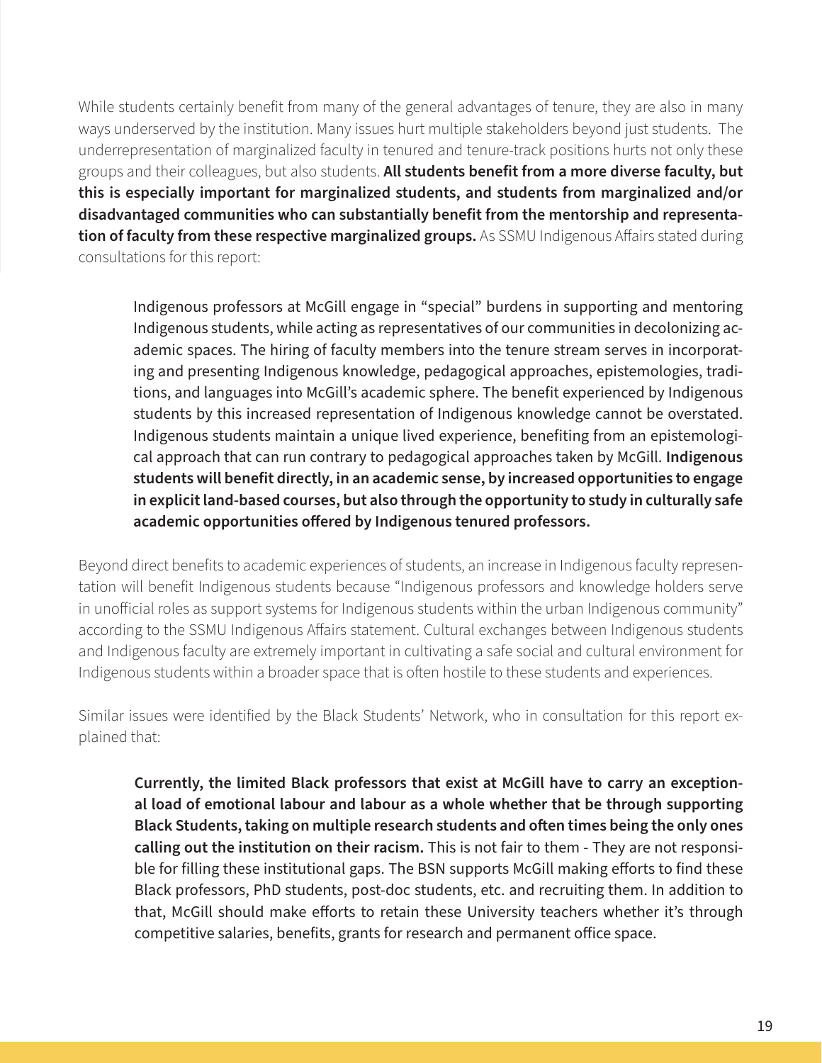While students certainly benefit from many of the general advantages of tenure, they are also in many ways underserved by the institution. Many issues hurt multiple stakeholders beyond just students. The underrepresentation of marginalized faculty in tenured and tenure-track positions hurts not only these groups and their colleagues, but also students. **All students benefit from a more diverse faculty, but this is especially important for marginalized students, and students from marginalized and/or disadvantaged communities who can substantially benefit from the mentorship and representation of faculty from these respective marginalized groups.** As SSMU Indigenous Affairs stated during consultations for this report:

> Indigenous professors at McGill engage in "special" burdens in supporting and mentoring Indigenous students, while acting as representatives of our communities in decolonizing academic spaces. The hiring of faculty members into the tenure stream serves in incorporating and presenting Indigenous knowledge, pedagogical approaches, epistemologies, traditions, and languages into McGill's academic sphere. The benefit experienced by Indigenous students by this increased representation of Indigenous knowledge cannot be overstated. Indigenous students maintain a unique lived experience, benefiting from an epistemological approach that can run contrary to pedagogical approaches taken by McGill. **Indigenous students will benefit directly, in an academic sense, by increased opportunities to engage in explicit land-based courses, but also through the opportunity to study in culturally safe academic opportunities offered by Indigenous tenured professors.**

Beyond direct benefits to academic experiences of students, an increase in Indigenous faculty representation will benefit Indigenous students because "Indigenous professors and knowledge holders serve in unofficial roles as support systems for Indigenous students within the urban Indigenous community" according to the SSMU Indigenous Affairs statement. Cultural exchanges between Indigenous students and Indigenous faculty are extremely important in cultivating a safe social and cultural environment for Indigenous students within a broader space that is often hostile to these students and experiences.

Similar issues were identified by the Black Students' Network, who in consultation for this report explained that:

> **Currently, the limited Black professors that exist at McGill have to carry an exceptional load of emotional labour and labour as a whole whether that be through supporting Black Students, taking on multiple research students and often times being the only ones calling out the institution on their racism.** This is not fair to them - They are not responsible for filling these institutional gaps. The BSN supports McGill making efforts to find these Black professors, PhD students, post-doc students, etc. and recruiting them. In addition to that, McGill should make efforts to retain these University teachers whether it's through competitive salaries, benefits, grants for research and permanent office space.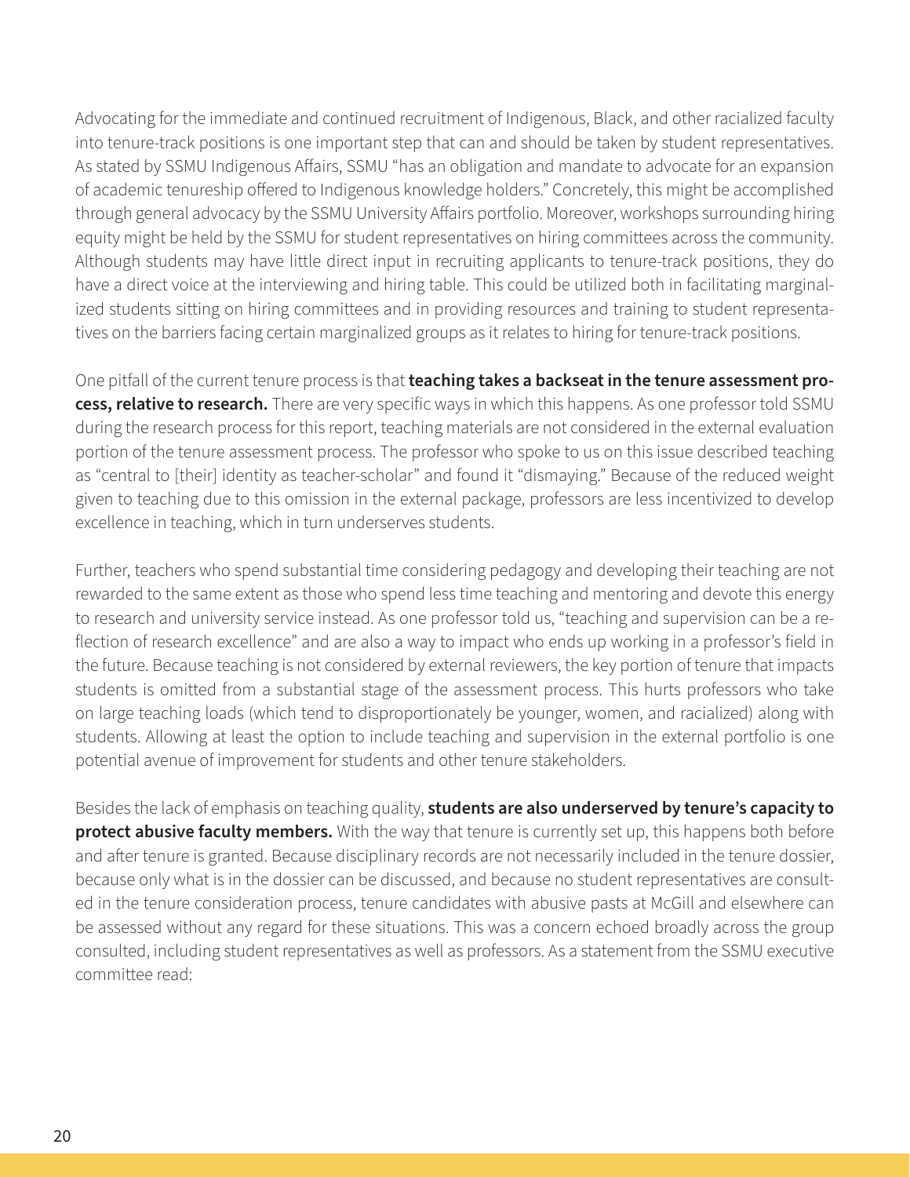Advocating for the immediate and continued recruitment of Indigenous, Black, and other racialized faculty into tenure-track positions is one important step that can and should be taken by student representatives. As stated by SSMU Indigenous Affairs, SSMU "has an obligation and mandate to advocate for an expansion of academic tenureship offered to Indigenous knowledge holders." Concretely, this might be accomplished through general advocacy by the SSMU University Affairs portfolio. Moreover, workshops surrounding hiring equity might be held by the SSMU for student representatives on hiring committees across the community. Although students may have little direct input in recruiting applicants to tenure-track positions, they do have a direct voice at the interviewing and hiring table. This could be utilized both in facilitating marginalized students sitting on hiring committees and in providing resources and training to student representatives on the barriers facing certain marginalized groups as it relates to hiring for tenure-track positions.

One pitfall of the current tenure process is that **teaching takes a backseat in the tenure assessment process, relative to research.** There are very specific ways in which this happens. As one professor told SSMU during the research process for this report, teaching materials are not considered in the external evaluation portion of the tenure assessment process. The professor who spoke to us on this issue described teaching as "central to [their] identity as teacher-scholar" and found it "dismaying." Because of the reduced weight given to teaching due to this omission in the external package, professors are less incentivized to develop excellence in teaching, which in turn underserves students.

Further, teachers who spend substantial time considering pedagogy and developing their teaching are not rewarded to the same extent as those who spend less time teaching and mentoring and devote this energy to research and university service instead. As one professor told us, "teaching and supervision can be a reflection of research excellence" and are also a way to impact who ends up working in a professor's field in the future. Because teaching is not considered by external reviewers, the key portion of tenure that impacts students is omitted from a substantial stage of the assessment process. This hurts professors who take on large teaching loads (which tend to disproportionately be younger, women, and racialized) along with students. Allowing at least the option to include teaching and supervision in the external portfolio is one potential avenue of improvement for students and other tenure stakeholders.

Besides the lack of emphasis on teaching quality, **students are also underserved by tenure's capacity to protect abusive faculty members.** With the way that tenure is currently set up, this happens both before and after tenure is granted. Because disciplinary records are not necessarily included in the tenure dossier, because only what is in the dossier can be discussed, and because no student representatives are consulted in the tenure consideration process, tenure candidates with abusive pasts at McGill and elsewhere can be assessed without any regard for these situations. This was a concern echoed broadly across the group consulted, including student representatives as well as professors. As a statement from the SSMU executive committee read: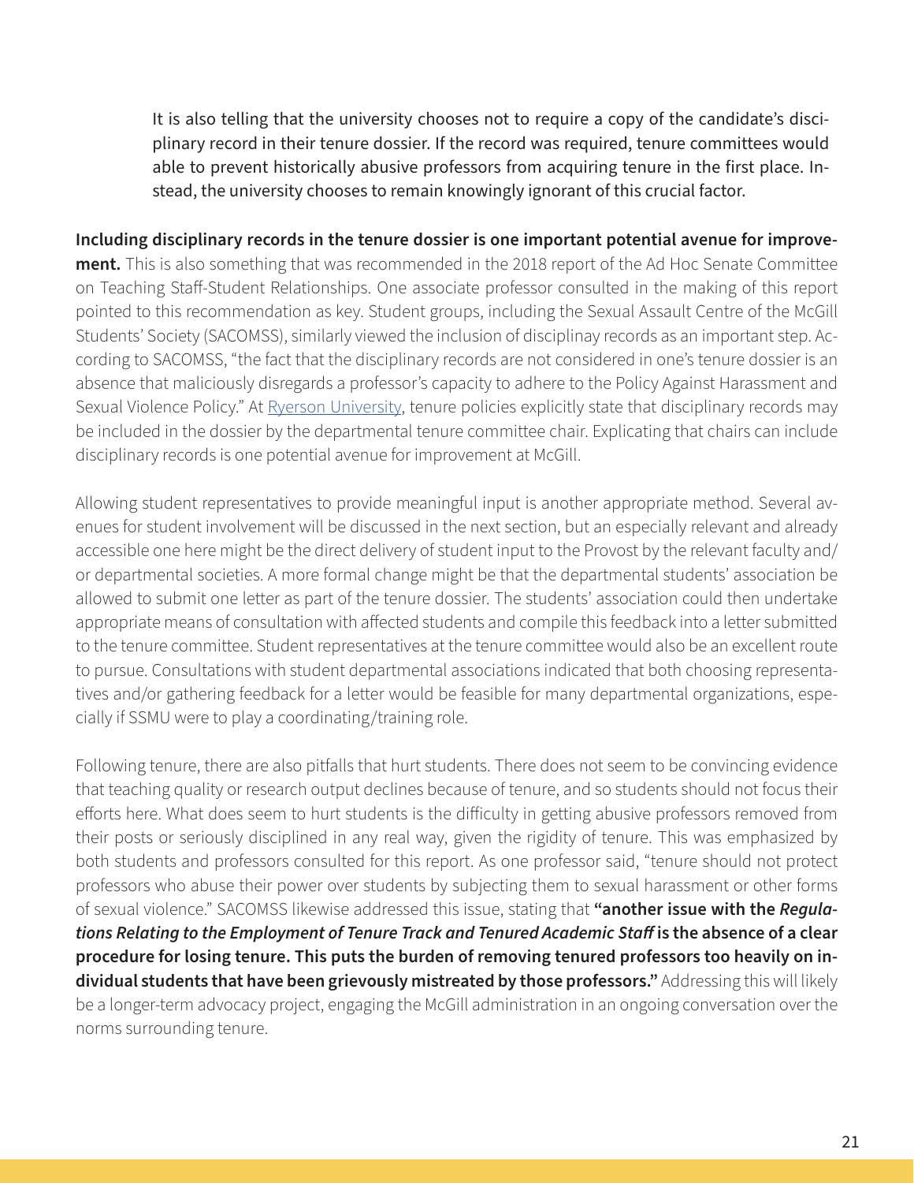> It is also telling that the university chooses not to require a copy of the candidate's disciplinary record in their tenure dossier. If the record was required, tenure committees would able to prevent historically abusive professors from acquiring tenure in the first place. Instead, the university chooses to remain knowingly ignorant of this crucial factor.

**Including disciplinary records in the tenure dossier is one important potential avenue for improvement.** This is also something that was recommended in the 2018 report of the Ad Hoc Senate Committee on Teaching Staff-Student Relationships. One associate professor consulted in the making of this report pointed to this recommendation as key. Student groups, including the Sexual Assault Centre of the McGill Students' Society (SACOMSS), similarly viewed the inclusion of disciplinay records as an important step. According to SACOMSS, "the fact that the disciplinary records are not considered in one's tenure dossier is an absence that maliciously disregards a professor's capacity to adhere to the Policy Against Harassment and Sexual Violence Policy." At Ryerson University, tenure policies explicitly state that disciplinary records may be included in the dossier by the departmental tenure committee chair. Explicating that chairs can include disciplinary records is one potential avenue for improvement at McGill.

Allowing student representatives to provide meaningful input is another appropriate method. Several avenues for student involvement will be discussed in the next section, but an especially relevant and already accessible one here might be the direct delivery of student input to the Provost by the relevant faculty and/or departmental societies. A more formal change might be that the departmental students' association be allowed to submit one letter as part of the tenure dossier. The students' association could then undertake appropriate means of consultation with affected students and compile this feedback into a letter submitted to the tenure committee. Student representatives at the tenure committee would also be an excellent route to pursue. Consultations with student departmental associations indicated that both choosing representatives and/or gathering feedback for a letter would be feasible for many departmental organizations, especially if SSMU were to play a coordinating/training role.

Following tenure, there are also pitfalls that hurt students. There does not seem to be convincing evidence that teaching quality or research output declines because of tenure, and so students should not focus their efforts here. What does seem to hurt students is the difficulty in getting abusive professors removed from their posts or seriously disciplined in any real way, given the rigidity of tenure. This was emphasized by both students and professors consulted for this report. As one professor said, "tenure should not protect professors who abuse their power over students by subjecting them to sexual harassment or other forms of sexual violence." SACOMSS likewise addressed this issue, stating that **"another issue with the *Regulations Relating to the Employment of Tenure Track and Tenured Academic Staff* is the absence of a clear procedure for losing tenure. This puts the burden of removing tenured professors too heavily on individual students that have been grievously mistreated by those professors."** Addressing this will likely be a longer-term advocacy project, engaging the McGill administration in an ongoing conversation over the norms surrounding tenure.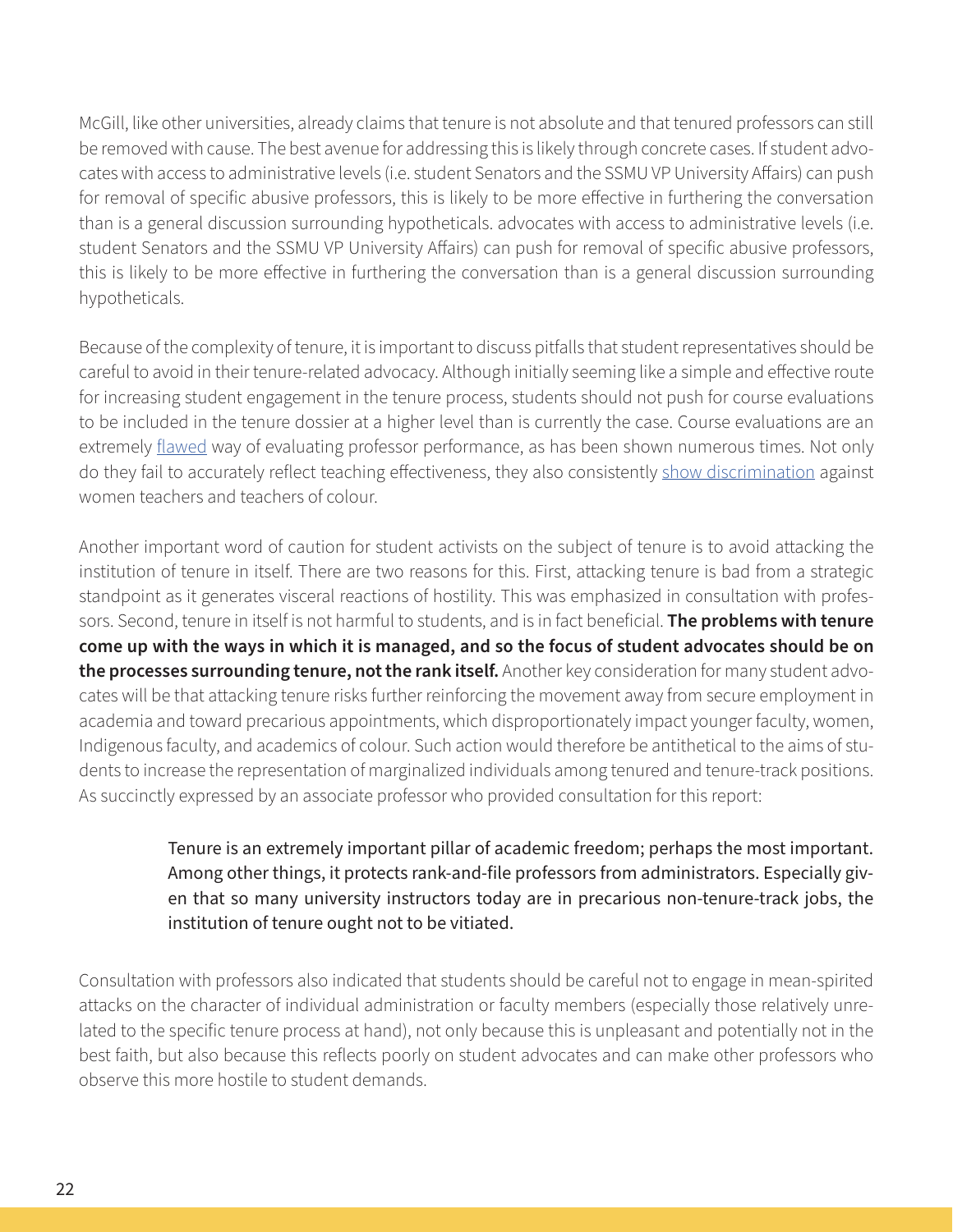McGill, like other universities, already claims that tenure is not absolute and that tenured professors can still be removed with cause. The best avenue for addressing this is likely through concrete cases. If student advocates with access to administrative levels (i.e. student Senators and the SSMU VP University Affairs) can push for removal of specific abusive professors, this is likely to be more effective in furthering the conversation than is a general discussion surrounding hypotheticals. advocates with access to administrative levels (i.e. student Senators and the SSMU VP University Affairs) can push for removal of specific abusive professors, this is likely to be more effective in furthering the conversation than is a general discussion surrounding hypotheticals.

Because of the complexity of tenure, it is important to discuss pitfalls that student representatives should be careful to avoid in their tenure-related advocacy. Although initially seeming like a simple and effective route for increasing student engagement in the tenure process, students should not push for course evaluations to be included in the tenure dossier at a higher level than is currently the case. Course evaluations are an extremely flawed way of evaluating professor performance, as has been shown numerous times. Not only do they fail to accurately reflect teaching effectiveness, they also consistently show discrimination against women teachers and teachers of colour.

Another important word of caution for student activists on the subject of tenure is to avoid attacking the institution of tenure in itself. There are two reasons for this. First, attacking tenure is bad from a strategic standpoint as it generates visceral reactions of hostility. This was emphasized in consultation with professors. Second, tenure in itself is not harmful to students, and is in fact beneficial. **The problems with tenure come up with the ways in which it is managed, and so the focus of student advocates should be on the processes surrounding tenure, not the rank itself.** Another key consideration for many student advocates will be that attacking tenure risks further reinforcing the movement away from secure employment in academia and toward precarious appointments, which disproportionately impact younger faculty, women, Indigenous faculty, and academics of colour. Such action would therefore be antithetical to the aims of students to increase the representation of marginalized individuals among tenured and tenure-track positions. As succinctly expressed by an associate professor who provided consultation for this report:

> Tenure is an extremely important pillar of academic freedom; perhaps the most important. Among other things, it protects rank-and-file professors from administrators. Especially given that so many university instructors today are in precarious non-tenure-track jobs, the institution of tenure ought not to be vitiated.

Consultation with professors also indicated that students should be careful not to engage in mean-spirited attacks on the character of individual administration or faculty members (especially those relatively unrelated to the specific tenure process at hand), not only because this is unpleasant and potentially not in the best faith, but also because this reflects poorly on student advocates and can make other professors who observe this more hostile to student demands.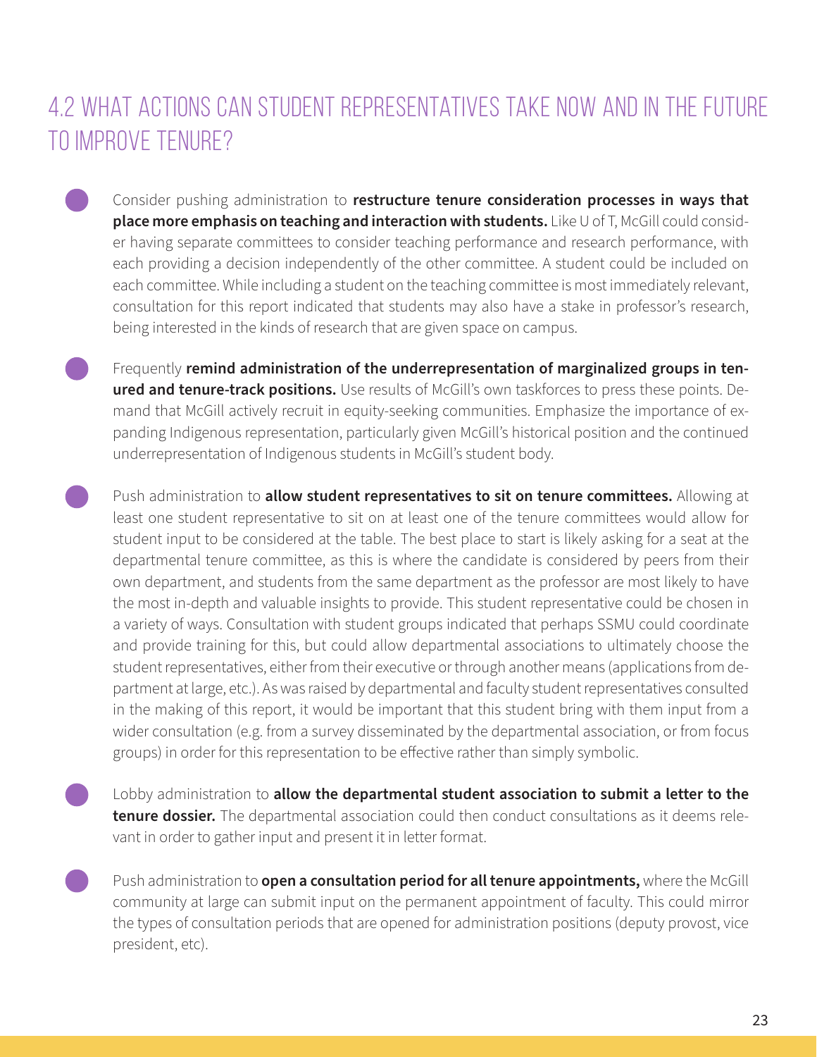## 4.2 WHAT ACTIONS CAN STUDENT REPRESENTATIVES TAKE NOW AND IN THE FUTURE TO IMPROVE TENURE?

- Consider pushing administration to **restructure tenure consideration processes in ways that place more emphasis on teaching and interaction with students.** Like U of T, McGill could consider having separate committees to consider teaching performance and research performance, with each providing a decision independently of the other committee. A student could be included on each committee. While including a student on the teaching committee is most immediately relevant, consultation for this report indicated that students may also have a stake in professor's research, being interested in the kinds of research that are given space on campus.

- Frequently **remind administration of the underrepresentation of marginalized groups in tenured and tenure-track positions.** Use results of McGill's own taskforces to press these points. Demand that McGill actively recruit in equity-seeking communities. Emphasize the importance of expanding Indigenous representation, particularly given McGill's historical position and the continued underrepresentation of Indigenous students in McGill's student body.

- Push administration to **allow student representatives to sit on tenure committees.** Allowing at least one student representative to sit on at least one of the tenure committees would allow for student input to be considered at the table. The best place to start is likely asking for a seat at the departmental tenure committee, as this is where the candidate is considered by peers from their own department, and students from the same department as the professor are most likely to have the most in-depth and valuable insights to provide. This student representative could be chosen in a variety of ways. Consultation with student groups indicated that perhaps SSMU could coordinate and provide training for this, but could allow departmental associations to ultimately choose the student representatives, either from their executive or through another means (applications from department at large, etc.). As was raised by departmental and faculty student representatives consulted in the making of this report, it would be important that this student bring with them input from a wider consultation (e.g. from a survey disseminated by the departmental association, or from focus groups) in order for this representation to be effective rather than simply symbolic.

- Lobby administration to **allow the departmental student association to submit a letter to the tenure dossier.** The departmental association could then conduct consultations as it deems relevant in order to gather input and present it in letter format.

- Push administration to **open a consultation period for all tenure appointments,** where the McGill community at large can submit input on the permanent appointment of faculty. This could mirror the types of consultation periods that are opened for administration positions (deputy provost, vice president, etc).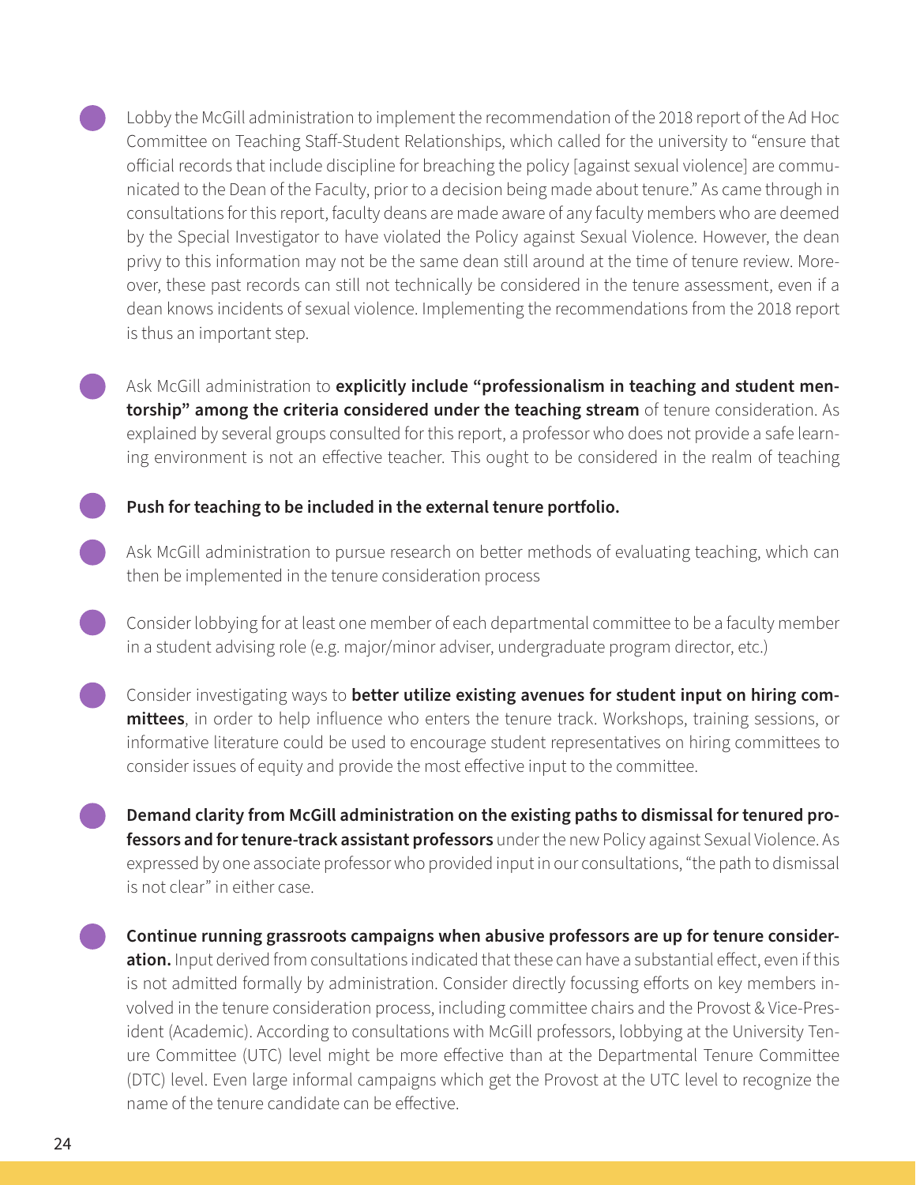- Lobby the McGill administration to implement the recommendation of the 2018 report of the Ad Hoc Committee on Teaching Staff-Student Relationships, which called for the university to "ensure that official records that include discipline for breaching the policy [against sexual violence] are communicated to the Dean of the Faculty, prior to a decision being made about tenure." As came through in consultations for this report, faculty deans are made aware of any faculty members who are deemed by the Special Investigator to have violated the Policy against Sexual Violence. However, the dean privy to this information may not be the same dean still around at the time of tenure review. Moreover, these past records can still not technically be considered in the tenure assessment, even if a dean knows incidents of sexual violence. Implementing the recommendations from the 2018 report is thus an important step.

- Ask McGill administration to **explicitly include "professionalism in teaching and student mentorship" among the criteria considered under the teaching stream** of tenure consideration. As explained by several groups consulted for this report, a professor who does not provide a safe learning environment is not an effective teacher. This ought to be considered in the realm of teaching

- **Push for teaching to be included in the external tenure portfolio.**

- Ask McGill administration to pursue research on better methods of evaluating teaching, which can then be implemented in the tenure consideration process

- Consider lobbying for at least one member of each departmental committee to be a faculty member in a student advising role (e.g. major/minor adviser, undergraduate program director, etc.)

- Consider investigating ways to **better utilize existing avenues for student input on hiring committees**, in order to help influence who enters the tenure track. Workshops, training sessions, or informative literature could be used to encourage student representatives on hiring committees to consider issues of equity and provide the most effective input to the committee.

- **Demand clarity from McGill administration on the existing paths to dismissal for tenured professors and for tenure-track assistant professors** under the new Policy against Sexual Violence. As expressed by one associate professor who provided input in our consultations, "the path to dismissal is not clear" in either case.

- **Continue running grassroots campaigns when abusive professors are up for tenure consideration.** Input derived from consultations indicated that these can have a substantial effect, even if this is not admitted formally by administration. Consider directly focussing efforts on key members involved in the tenure consideration process, including committee chairs and the Provost & Vice-President (Academic). According to consultations with McGill professors, lobbying at the University Tenure Committee (UTC) level might be more effective than at the Departmental Tenure Committee (DTC) level. Even large informal campaigns which get the Provost at the UTC level to recognize the name of the tenure candidate can be effective.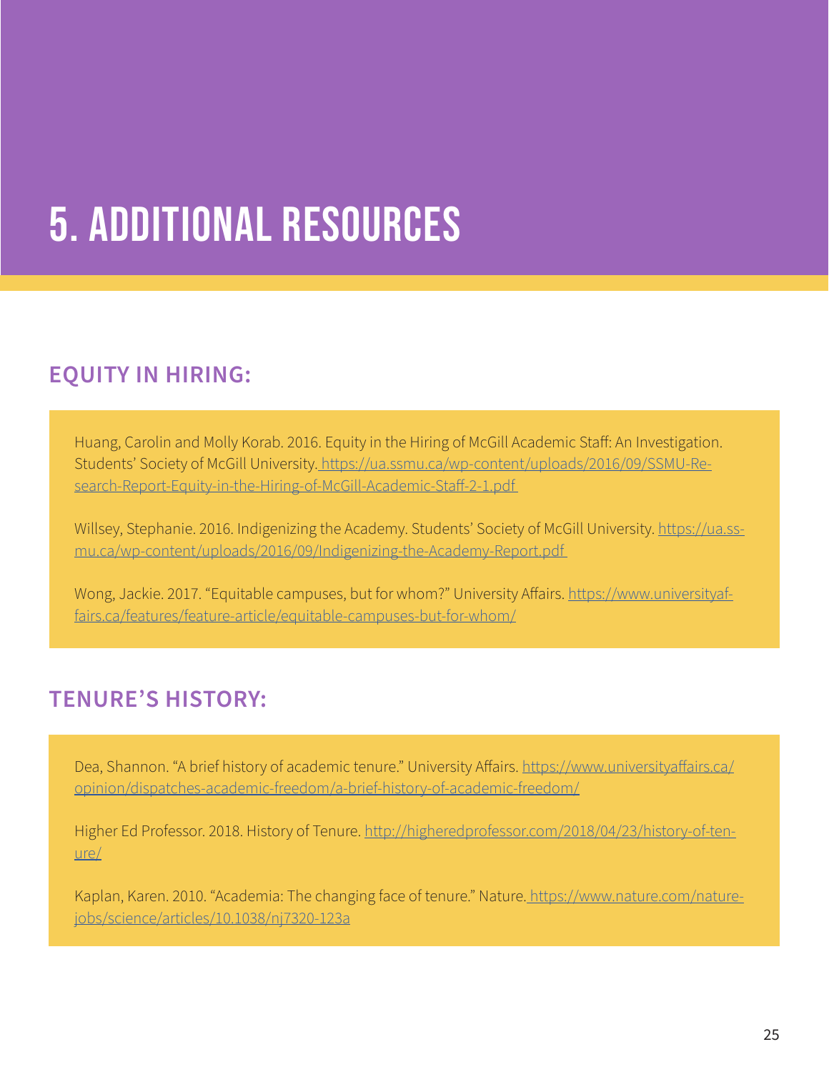# 5. ADDITIONAL RESOURCES

## EQUITY IN HIRING:

Huang, Carolin and Molly Korab. 2016. Equity in the Hiring of McGill Academic Staff: An Investigation. Students' Society of McGill University. https://ua.ssmu.ca/wp-content/uploads/2016/09/SSMU-Research-Report-Equity-in-the-Hiring-of-McGill-Academic-Staff-2-1.pdf

Willsey, Stephanie. 2016. Indigenizing the Academy. Students' Society of McGill University. https://ua.ssmu.ca/wp-content/uploads/2016/09/Indigenizing-the-Academy-Report.pdf

Wong, Jackie. 2017. "Equitable campuses, but for whom?" University Affairs. https://www.universityaffairs.ca/features/feature-article/equitable-campuses-but-for-whom/

## TENURE'S HISTORY:

Dea, Shannon. "A brief history of academic tenure." University Affairs. https://www.universityaffairs.ca/opinion/dispatches-academic-freedom/a-brief-history-of-academic-freedom/

Higher Ed Professor. 2018. History of Tenure. http://higheredprofessor.com/2018/04/23/history-of-tenure/

Kaplan, Karen. 2010. "Academia: The changing face of tenure." Nature. https://www.nature.com/naturejobs/science/articles/10.1038/nj7320-123a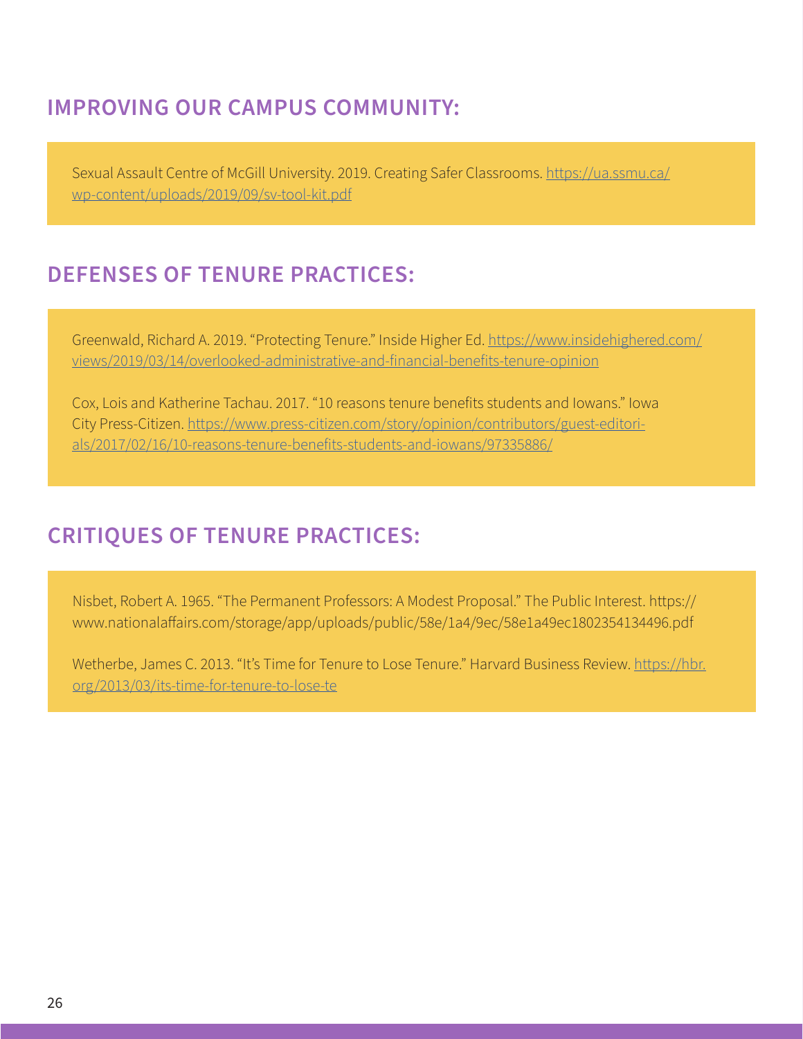## IMPROVING OUR CAMPUS COMMUNITY:

Sexual Assault Centre of McGill University. 2019. Creating Safer Classrooms. https://ua.ssmu.ca/wp-content/uploads/2019/09/sv-tool-kit.pdf

## DEFENSES OF TENURE PRACTICES:

Greenwald, Richard A. 2019. "Protecting Tenure." Inside Higher Ed. https://www.insidehighered.com/views/2019/03/14/overlooked-administrative-and-financial-benefits-tenure-opinion

Cox, Lois and Katherine Tachau. 2017. "10 reasons tenure benefits students and Iowans." Iowa City Press-Citizen. https://www.press-citizen.com/story/opinion/contributors/guest-editorials/2017/02/16/10-reasons-tenure-benefits-students-and-iowans/97335886/

## CRITIQUES OF TENURE PRACTICES:

Nisbet, Robert A. 1965. "The Permanent Professors: A Modest Proposal." The Public Interest. https://www.nationalaffairs.com/storage/app/uploads/public/58e/1a4/9ec/58e1a49ec1802354134496.pdf

Wetherbe, James C. 2013. "It's Time for Tenure to Lose Tenure." Harvard Business Review. https://hbr.org/2013/03/its-time-for-tenure-to-lose-te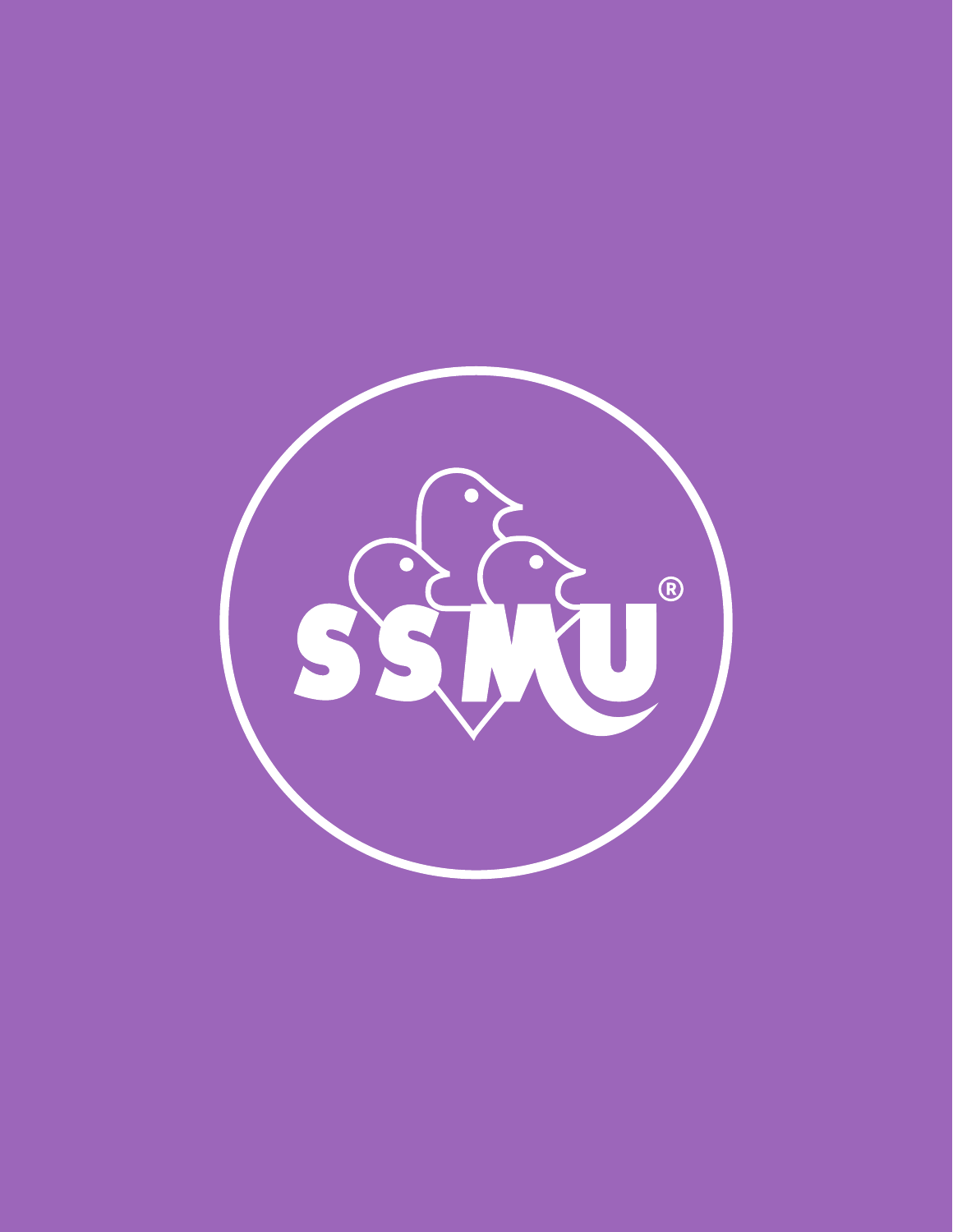SSMU®